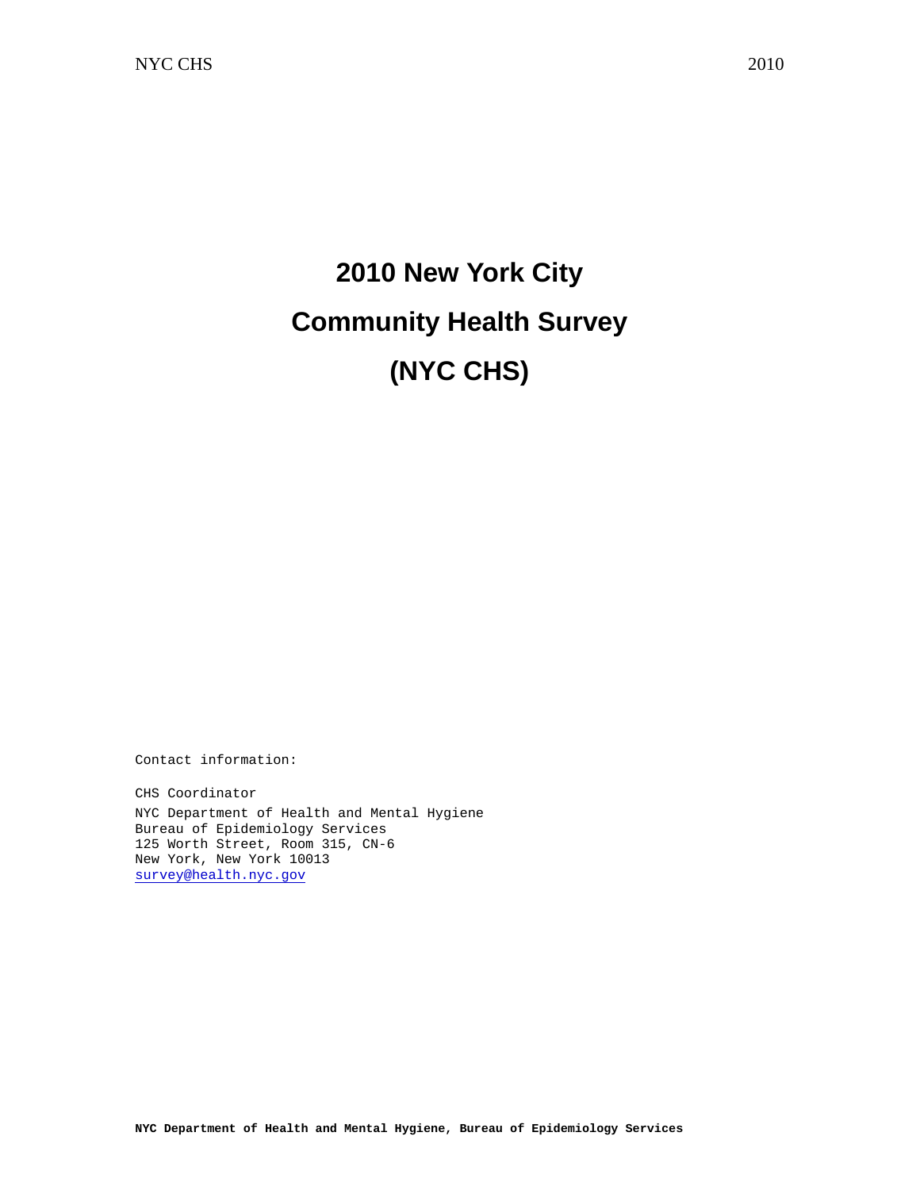# 2010 New York City Community Health Survey (NYC CHS)

Contact information:

CHS Coordinator
NYC Department of Health and Mental Hygiene
Bureau of Epidemiology Services
125 Worth Street, Room 315, CN-6
New York, New York 10013
survey@health.nyc.gov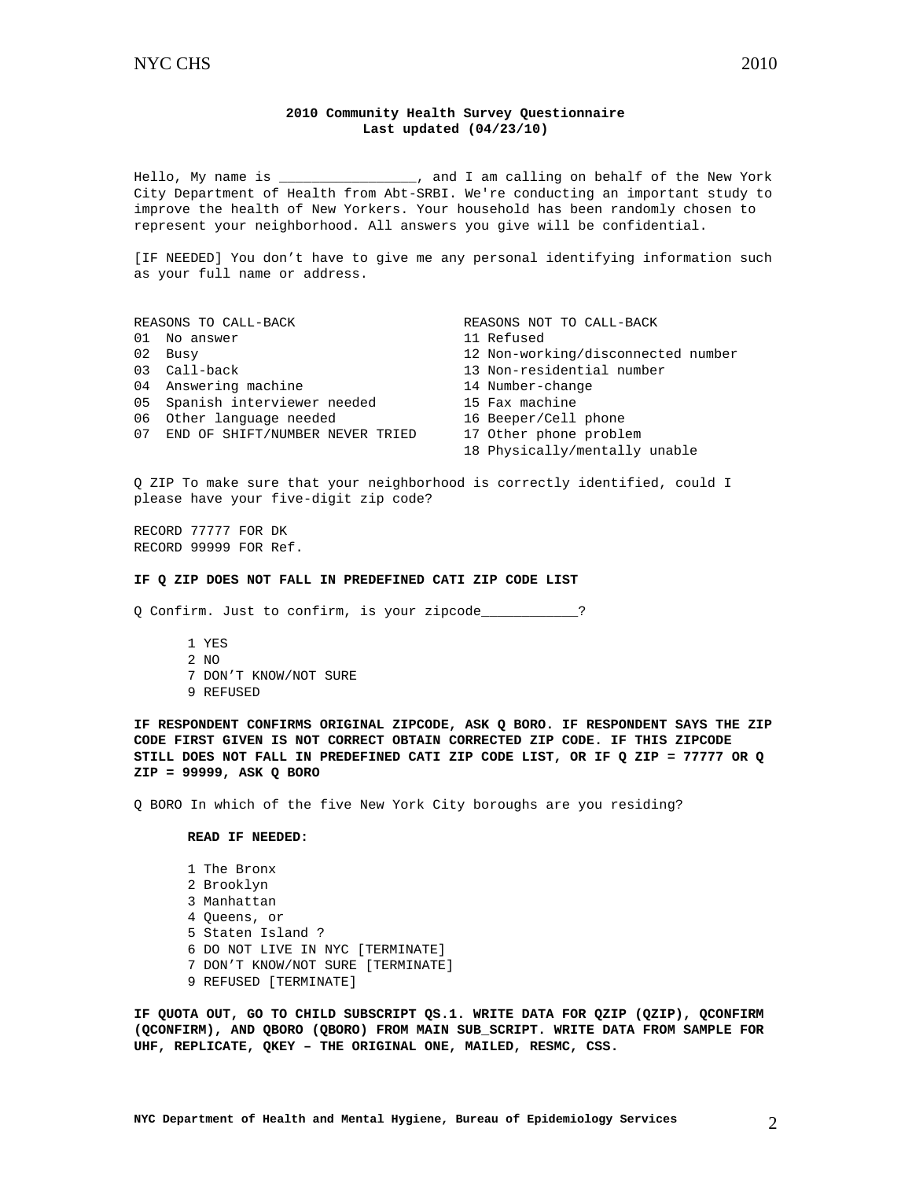**2010 Community Health Survey Questionnaire**
**Last updated (04/23/10)**

Hello, My name is _________________, and I am calling on behalf of the New York City Department of Health from Abt-SRBI. We're conducting an important study to improve the health of New Yorkers. Your household has been randomly chosen to represent your neighborhood. All answers you give will be confidential.

[IF NEEDED] You don't have to give me any personal identifying information such as your full name or address.

| REASONS TO CALL-BACK | REASONS NOT TO CALL-BACK |
|---|---|
| 01 No answer | 11 Refused |
| 02 Busy | 12 Non-working/disconnected number |
| 03 Call-back | 13 Non-residential number |
| 04 Answering machine | 14 Number-change |
| 05 Spanish interviewer needed | 15 Fax machine |
| 06 Other language needed | 16 Beeper/Cell phone |
| 07 END OF SHIFT/NUMBER NEVER TRIED | 17 Other phone problem |
| | 18 Physically/mentally unable |

Q ZIP To make sure that your neighborhood is correctly identified, could I please have your five-digit zip code?

RECORD 77777 FOR DK
RECORD 99999 FOR Ref.

**IF Q ZIP DOES NOT FALL IN PREDEFINED CATI ZIP CODE LIST**

Q Confirm. Just to confirm, is your zipcode___________?

1 YES
2 NO
7 DON'T KNOW/NOT SURE
9 REFUSED

**IF RESPONDENT CONFIRMS ORIGINAL ZIPCODE, ASK Q BORO. IF RESPONDENT SAYS THE ZIP CODE FIRST GIVEN IS NOT CORRECT OBTAIN CORRECTED ZIP CODE. IF THIS ZIPCODE STILL DOES NOT FALL IN PREDEFINED CATI ZIP CODE LIST, OR IF Q ZIP = 77777 OR Q ZIP = 99999, ASK Q BORO**

Q BORO In which of the five New York City boroughs are you residing?

**READ IF NEEDED:**

1 The Bronx
2 Brooklyn
3 Manhattan
4 Queens, or
5 Staten Island ?
6 DO NOT LIVE IN NYC [TERMINATE]
7 DON'T KNOW/NOT SURE [TERMINATE]
9 REFUSED [TERMINATE]

**IF QUOTA OUT, GO TO CHILD SUBSCRIPT QS.1. WRITE DATA FOR QZIP (QZIP), QCONFIRM (QCONFIRM), AND QBORO (QBORO) FROM MAIN SUB_SCRIPT. WRITE DATA FROM SAMPLE FOR UHF, REPLICATE, QKEY – THE ORIGINAL ONE, MAILED, RESMC, CSS.**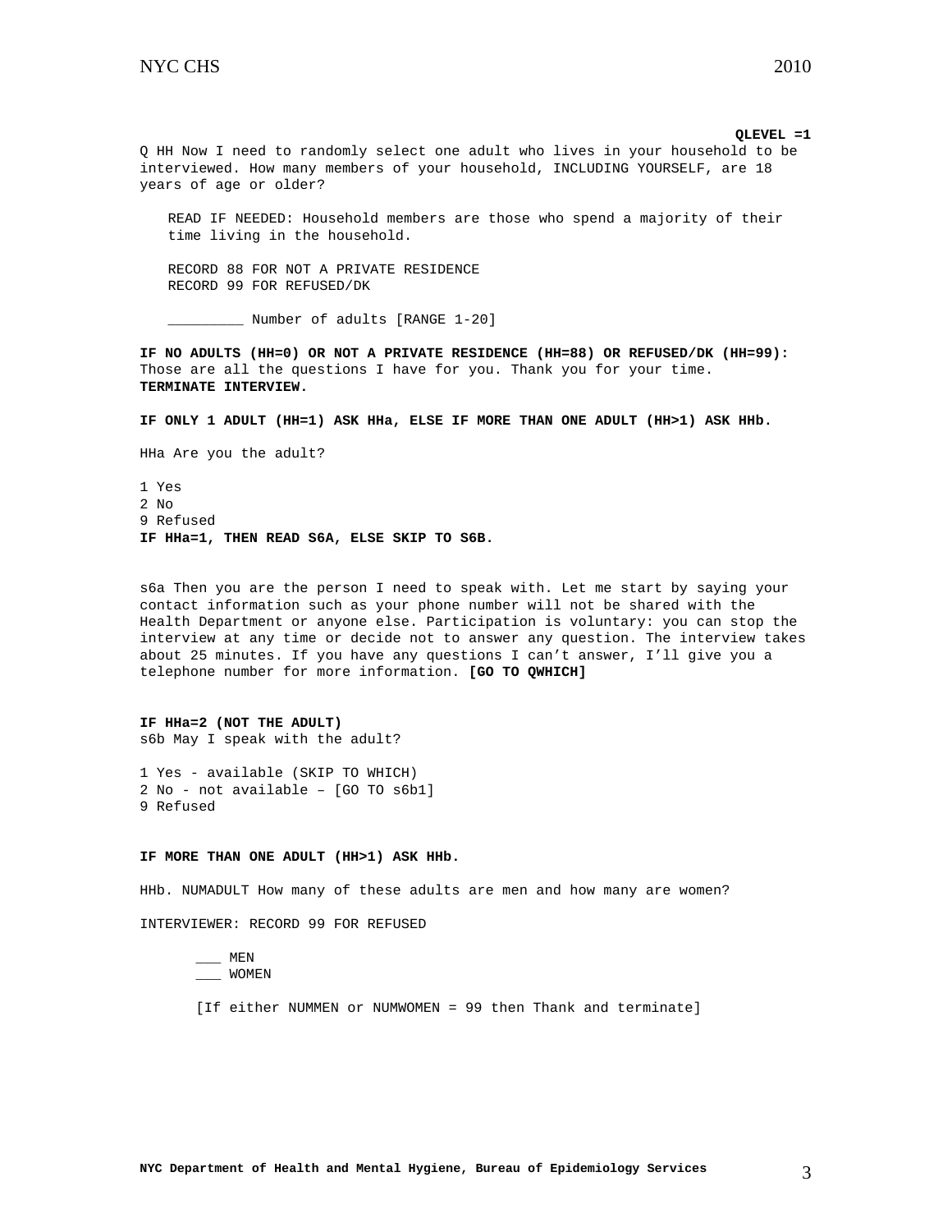**QLEVEL =1**

Q HH Now I need to randomly select one adult who lives in your household to be interviewed. How many members of your household, INCLUDING YOURSELF, are 18 years of age or older?

READ IF NEEDED: Household members are those who spend a majority of their time living in the household.

RECORD 88 FOR NOT A PRIVATE RESIDENCE
RECORD 99 FOR REFUSED/DK

_________ Number of adults [RANGE 1-20]

**IF NO ADULTS (HH=0) OR NOT A PRIVATE RESIDENCE (HH=88) OR REFUSED/DK (HH=99):** Those are all the questions I have for you. Thank you for your time. **TERMINATE INTERVIEW.**

**IF ONLY 1 ADULT (HH=1) ASK HHa, ELSE IF MORE THAN ONE ADULT (HH>1) ASK HHb.**

HHa Are you the adult?

1 Yes
2 No
9 Refused

**IF HHa=1, THEN READ S6A, ELSE SKIP TO S6B.**

s6a Then you are the person I need to speak with. Let me start by saying your contact information such as your phone number will not be shared with the Health Department or anyone else. Participation is voluntary: you can stop the interview at any time or decide not to answer any question. The interview takes about 25 minutes. If you have any questions I can't answer, I'll give you a telephone number for more information. **[GO TO QWHICH]**

**IF HHa=2 (NOT THE ADULT)**
s6b May I speak with the adult?

1 Yes - available (SKIP TO WHICH)
2 No - not available – [GO TO s6b1]
9 Refused

**IF MORE THAN ONE ADULT (HH>1) ASK HHb.**

HHb. NUMADULT How many of these adults are men and how many are women?

INTERVIEWER: RECORD 99 FOR REFUSED

___ MEN
___ WOMEN

[If either NUMMEN or NUMWOMEN = 99 then Thank and terminate]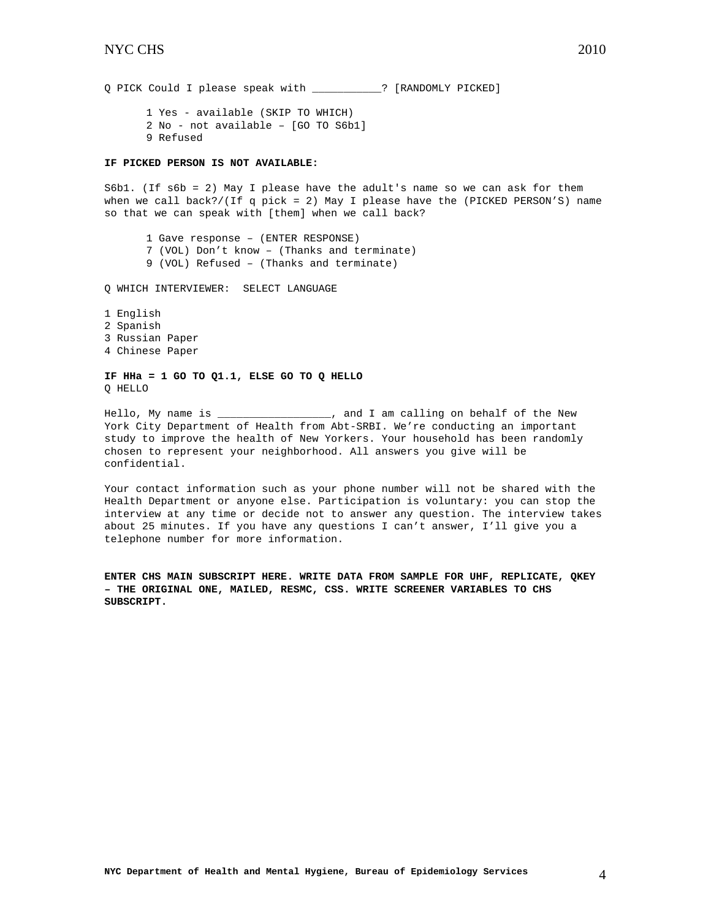Q PICK Could I please speak with ___________? [RANDOMLY PICKED]

1 Yes - available (SKIP TO WHICH)
2 No - not available – [GO TO S6b1]
9 Refused

**IF PICKED PERSON IS NOT AVAILABLE:**

S6b1. (If s6b = 2) May I please have the adult's name so we can ask for them when we call back?/(If q pick = 2) May I please have the (PICKED PERSON'S) name so that we can speak with [them] when we call back?

1 Gave response – (ENTER RESPONSE)
7 (VOL) Don't know – (Thanks and terminate)
9 (VOL) Refused – (Thanks and terminate)

Q WHICH INTERVIEWER: SELECT LANGUAGE

1 English
2 Spanish
3 Russian Paper
4 Chinese Paper

**IF HHa = 1 GO TO Q1.1, ELSE GO TO Q HELLO**
Q HELLO

Hello, My name is __________________, and I am calling on behalf of the New York City Department of Health from Abt-SRBI. We're conducting an important study to improve the health of New Yorkers. Your household has been randomly chosen to represent your neighborhood. All answers you give will be confidential.

Your contact information such as your phone number will not be shared with the Health Department or anyone else. Participation is voluntary: you can stop the interview at any time or decide not to answer any question. The interview takes about 25 minutes. If you have any questions I can't answer, I'll give you a telephone number for more information.

**ENTER CHS MAIN SUBSCRIPT HERE. WRITE DATA FROM SAMPLE FOR UHF, REPLICATE, QKEY – THE ORIGINAL ONE, MAILED, RESMC, CSS. WRITE SCREENER VARIABLES TO CHS SUBSCRIPT.**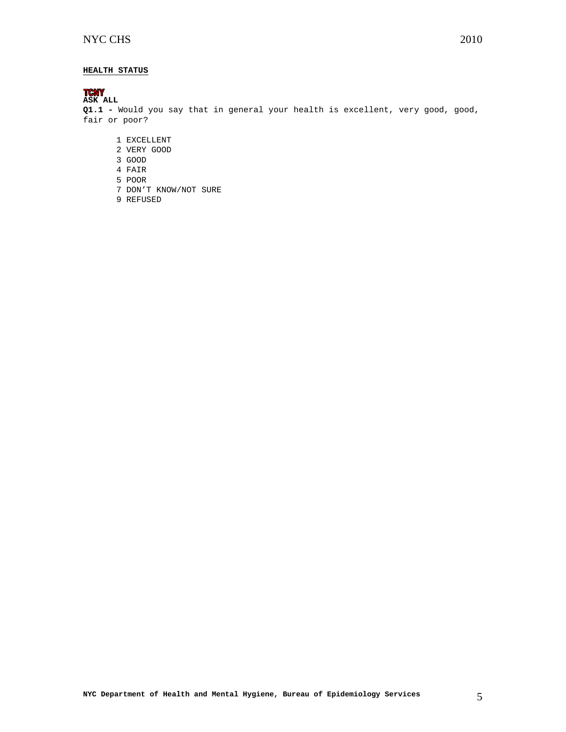## HEALTH STATUS

TCNY

**ASK ALL**

**Q1.1 -** Would you say that in general your health is excellent, very good, good, fair or poor?

1 EXCELLENT
2 VERY GOOD
3 GOOD
4 FAIR
5 POOR
7 DON'T KNOW/NOT SURE
9 REFUSED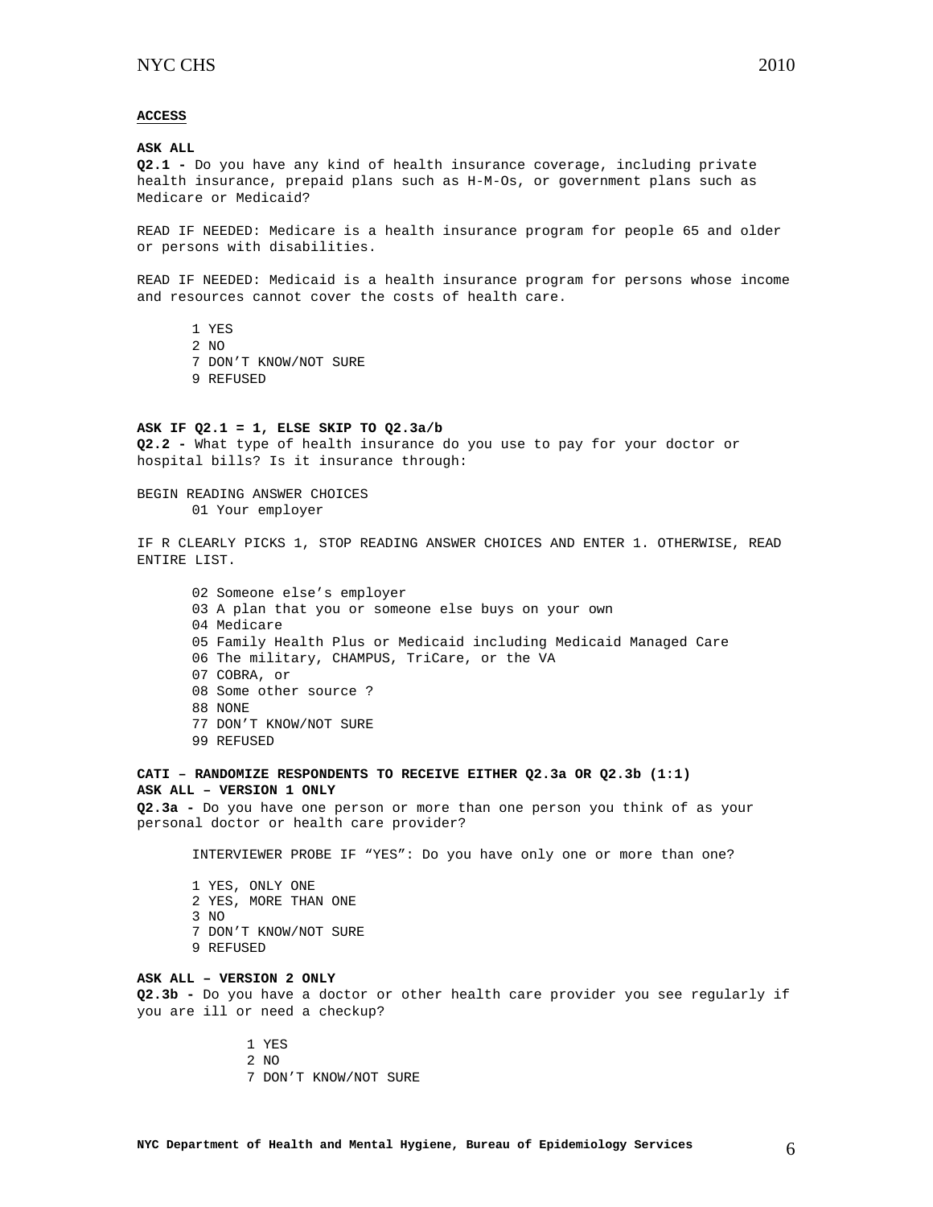**ACCESS**

**ASK ALL**

**Q2.1 -** Do you have any kind of health insurance coverage, including private health insurance, prepaid plans such as H-M-Os, or government plans such as Medicare or Medicaid?

READ IF NEEDED: Medicare is a health insurance program for people 65 and older or persons with disabilities.

READ IF NEEDED: Medicaid is a health insurance program for persons whose income and resources cannot cover the costs of health care.

1 YES
2 NO
7 DON'T KNOW/NOT SURE
9 REFUSED

**ASK IF Q2.1 = 1, ELSE SKIP TO Q2.3a/b**

**Q2.2 -** What type of health insurance do you use to pay for your doctor or hospital bills? Is it insurance through:

BEGIN READING ANSWER CHOICES
01 Your employer

IF R CLEARLY PICKS 1, STOP READING ANSWER CHOICES AND ENTER 1. OTHERWISE, READ ENTIRE LIST.

02 Someone else's employer
03 A plan that you or someone else buys on your own
04 Medicare
05 Family Health Plus or Medicaid including Medicaid Managed Care
06 The military, CHAMPUS, TriCare, or the VA
07 COBRA, or
08 Some other source ?
88 NONE
77 DON'T KNOW/NOT SURE
99 REFUSED

**CATI – RANDOMIZE RESPONDENTS TO RECEIVE EITHER Q2.3a OR Q2.3b (1:1)**

**ASK ALL – VERSION 1 ONLY**

**Q2.3a -** Do you have one person or more than one person you think of as your personal doctor or health care provider?

INTERVIEWER PROBE IF "YES": Do you have only one or more than one?

1 YES, ONLY ONE
2 YES, MORE THAN ONE
3 NO
7 DON'T KNOW/NOT SURE
9 REFUSED

**ASK ALL – VERSION 2 ONLY**

**Q2.3b -** Do you have a doctor or other health care provider you see regularly if you are ill or need a checkup?

1 YES
2 NO
7 DON'T KNOW/NOT SURE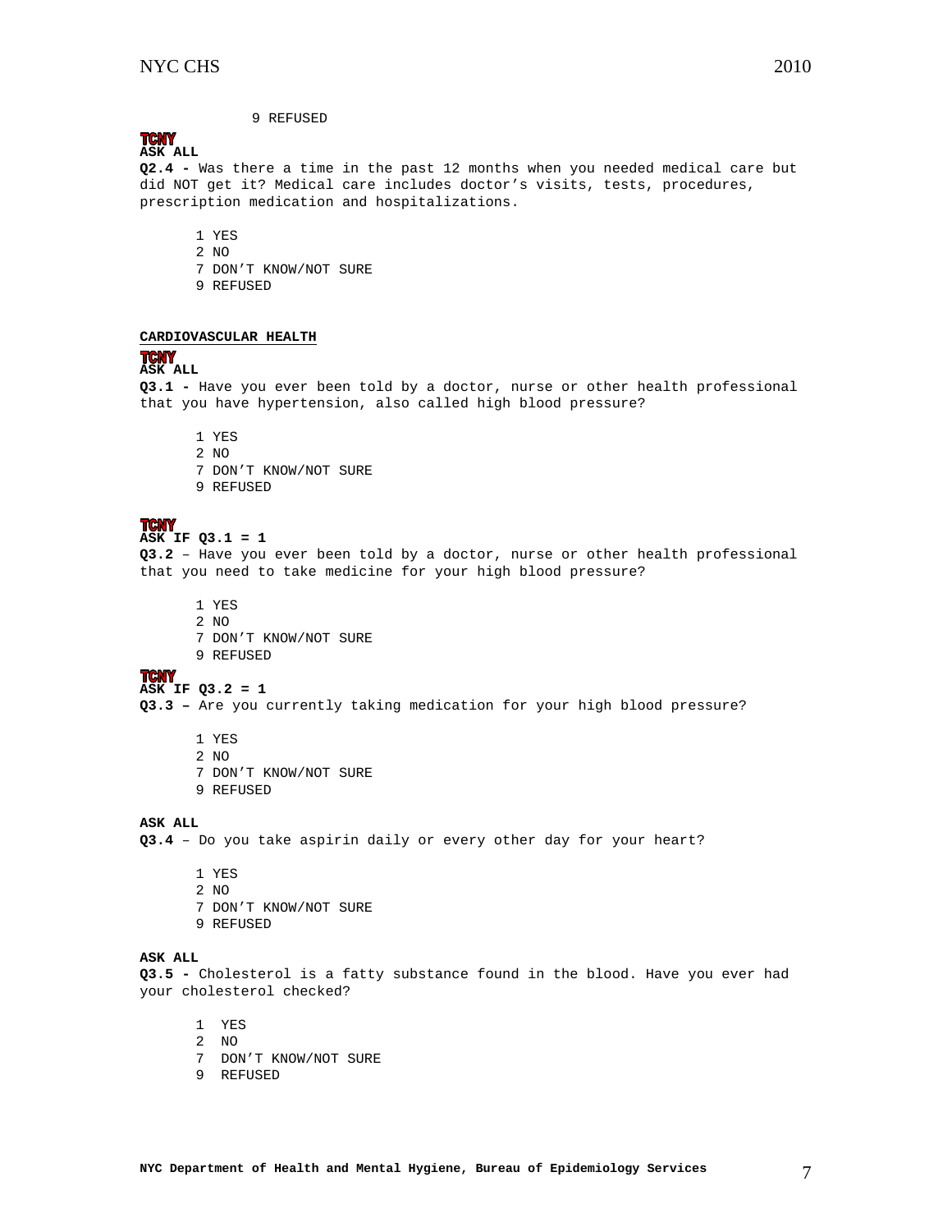9 REFUSED

**TCNY**
**ASK ALL**
**Q2.4 -** Was there a time in the past 12 months when you needed medical care but did NOT get it? Medical care includes doctor's visits, tests, procedures, prescription medication and hospitalizations.

1 YES
2 NO
7 DON'T KNOW/NOT SURE
9 REFUSED

**CARDIOVASCULAR HEALTH**

**TCNY**
**ASK ALL**
**Q3.1 -** Have you ever been told by a doctor, nurse or other health professional that you have hypertension, also called high blood pressure?

1 YES
2 NO
7 DON'T KNOW/NOT SURE
9 REFUSED

**TCNY**
**ASK IF Q3.1 = 1**
**Q3.2** – Have you ever been told by a doctor, nurse or other health professional that you need to take medicine for your high blood pressure?

1 YES
2 NO
7 DON'T KNOW/NOT SURE
9 REFUSED

**TCNY**
**ASK IF Q3.2 = 1**
**Q3.3 –** Are you currently taking medication for your high blood pressure?

1 YES
2 NO
7 DON'T KNOW/NOT SURE
9 REFUSED

**ASK ALL**
**Q3.4** – Do you take aspirin daily or every other day for your heart?

1 YES
2 NO
7 DON'T KNOW/NOT SURE
9 REFUSED

**ASK ALL**
**Q3.5 -** Cholesterol is a fatty substance found in the blood. Have you ever had your cholesterol checked?

1 YES
2 NO
7 DON'T KNOW/NOT SURE
9 REFUSED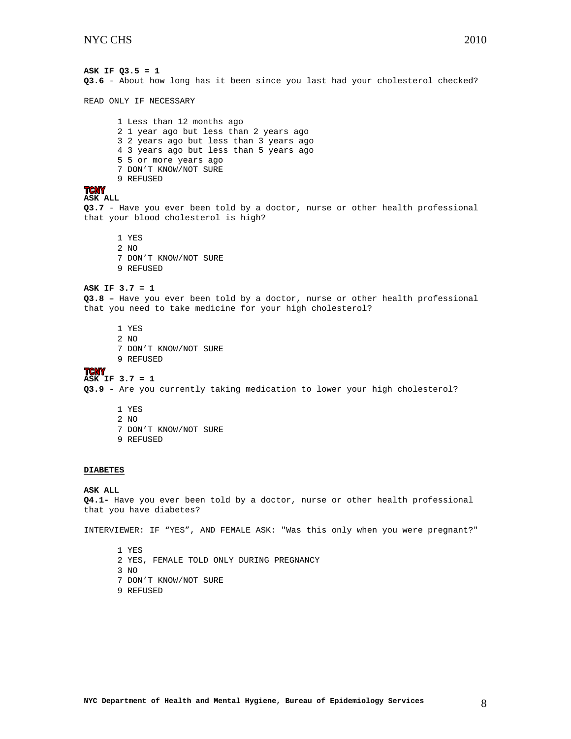**ASK IF Q3.5 = 1**
**Q3.6** - About how long has it been since you last had your cholesterol checked?

READ ONLY IF NECESSARY

1 Less than 12 months ago
2 1 year ago but less than 2 years ago
3 2 years ago but less than 3 years ago
4 3 years ago but less than 5 years ago
5 5 or more years ago
7 DON'T KNOW/NOT SURE
9 REFUSED

TCNY
**ASK ALL**
**Q3.7** - Have you ever been told by a doctor, nurse or other health professional that your blood cholesterol is high?

1 YES
2 NO
7 DON'T KNOW/NOT SURE
9 REFUSED

**ASK IF 3.7 = 1**
**Q3.8 –** Have you ever been told by a doctor, nurse or other health professional that you need to take medicine for your high cholesterol?

1 YES
2 NO
7 DON'T KNOW/NOT SURE
9 REFUSED

TCNY
**ASK IF 3.7 = 1**
**Q3.9 -** Are you currently taking medication to lower your high cholesterol?

1 YES
2 NO
7 DON'T KNOW/NOT SURE
9 REFUSED

**DIABETES**

**ASK ALL**
**Q4.1-** Have you ever been told by a doctor, nurse or other health professional that you have diabetes?

INTERVIEWER: IF "YES", AND FEMALE ASK: "Was this only when you were pregnant?"

1 YES
2 YES, FEMALE TOLD ONLY DURING PREGNANCY
3 NO
7 DON'T KNOW/NOT SURE
9 REFUSED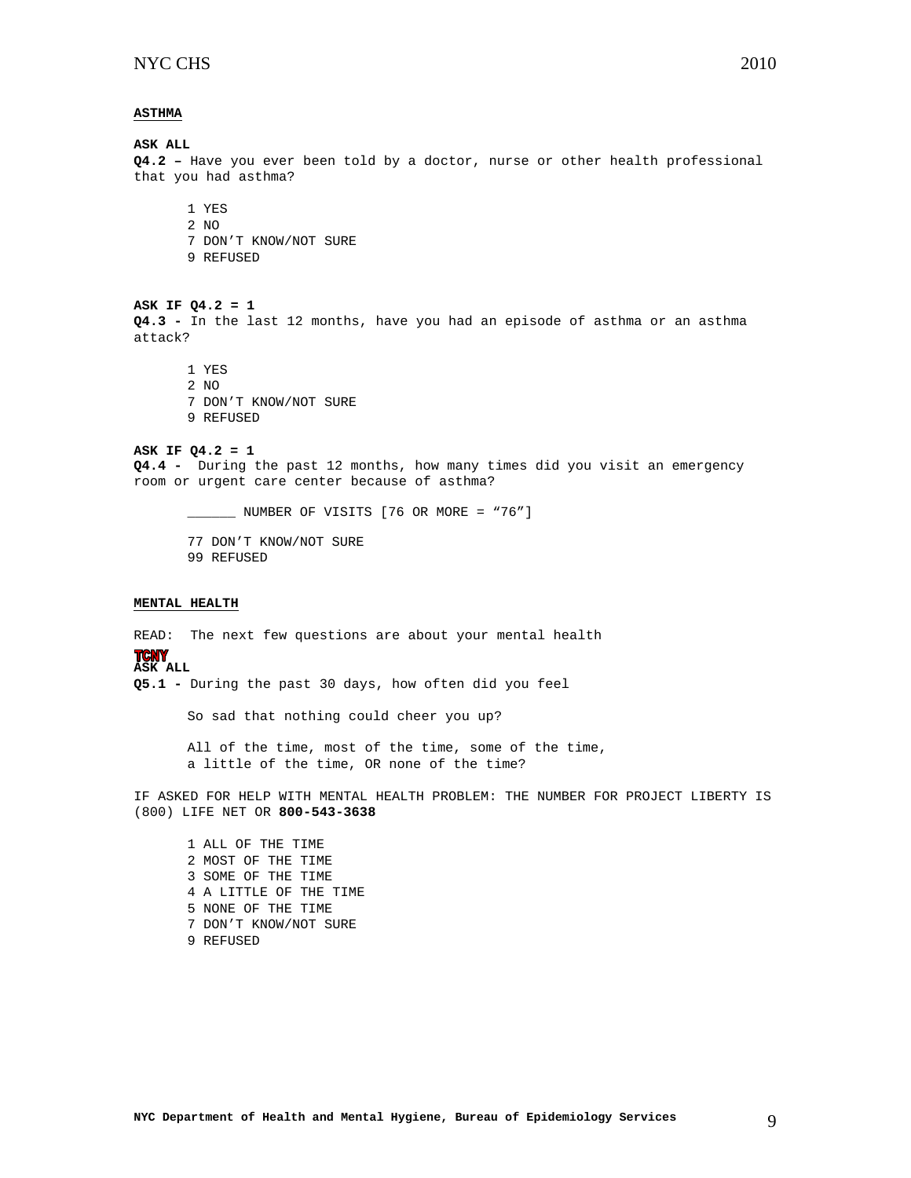**ASTHMA**

**ASK ALL**
**Q4.2 –** Have you ever been told by a doctor, nurse or other health professional that you had asthma?

1 YES
2 NO
7 DON'T KNOW/NOT SURE
9 REFUSED

**ASK IF Q4.2 = 1**
**Q4.3 -** In the last 12 months, have you had an episode of asthma or an asthma attack?

1 YES
2 NO
7 DON'T KNOW/NOT SURE
9 REFUSED

**ASK IF Q4.2 = 1**
**Q4.4 -** During the past 12 months, how many times did you visit an emergency room or urgent care center because of asthma?

______ NUMBER OF VISITS [76 OR MORE = "76"]

77 DON'T KNOW/NOT SURE
99 REFUSED

**MENTAL HEALTH**

READ: The next few questions are about your mental health

**TCNY**
**ASK ALL**
**Q5.1 -** During the past 30 days, how often did you feel

So sad that nothing could cheer you up?

All of the time, most of the time, some of the time, a little of the time, OR none of the time?

IF ASKED FOR HELP WITH MENTAL HEALTH PROBLEM: THE NUMBER FOR PROJECT LIBERTY IS (800) LIFE NET OR **800-543-3638**

1 ALL OF THE TIME
2 MOST OF THE TIME
3 SOME OF THE TIME
4 A LITTLE OF THE TIME
5 NONE OF THE TIME
7 DON'T KNOW/NOT SURE
9 REFUSED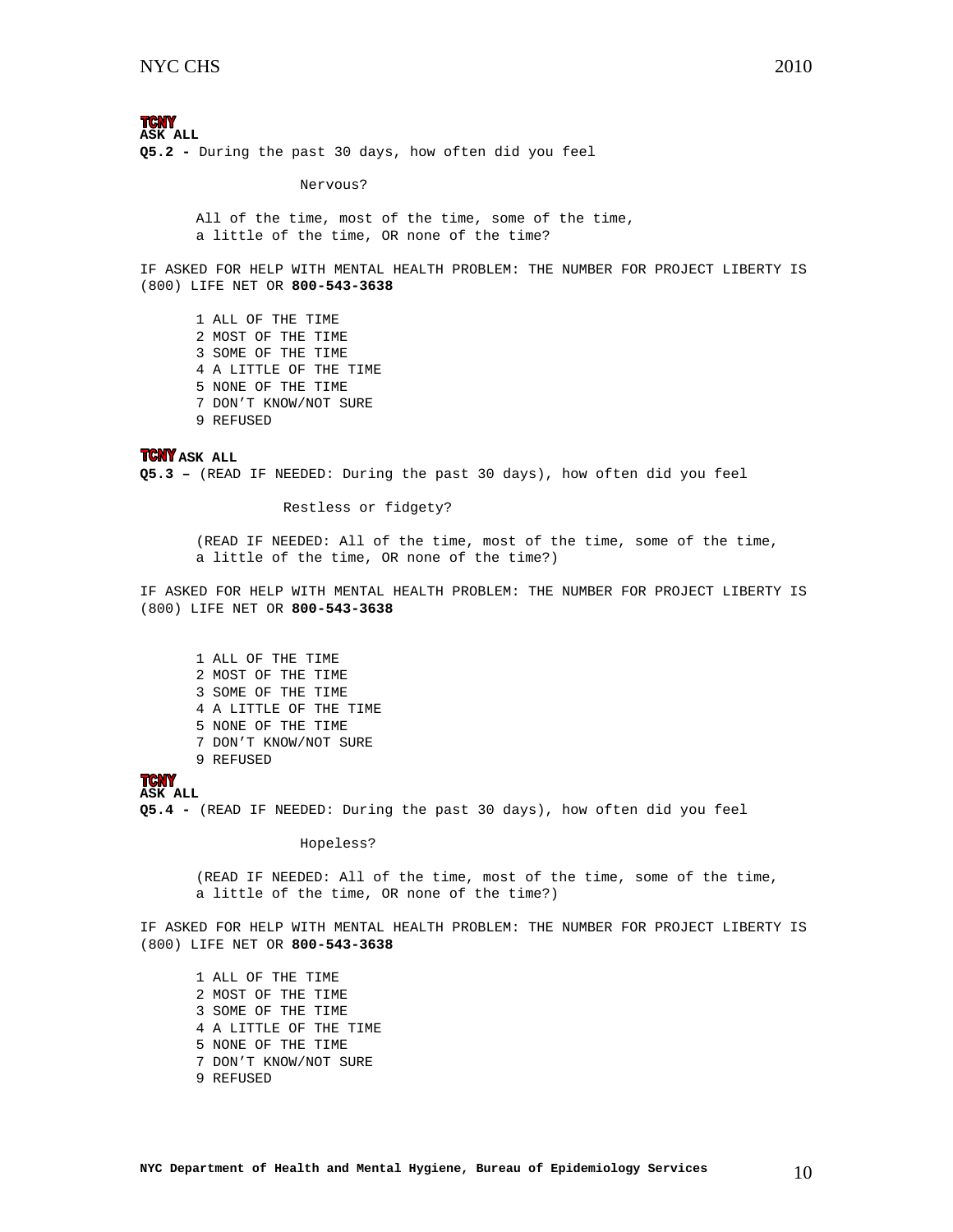**TCNY**
**ASK ALL**

**Q5.2 -** During the past 30 days, how often did you feel

Nervous?

All of the time, most of the time, some of the time, a little of the time, OR none of the time?

IF ASKED FOR HELP WITH MENTAL HEALTH PROBLEM: THE NUMBER FOR PROJECT LIBERTY IS (800) LIFE NET OR **800-543-3638**

1 ALL OF THE TIME
2 MOST OF THE TIME
3 SOME OF THE TIME
4 A LITTLE OF THE TIME
5 NONE OF THE TIME
7 DON'T KNOW/NOT SURE
9 REFUSED

**TCNY ASK ALL**

**Q5.3 –** (READ IF NEEDED: During the past 30 days), how often did you feel

Restless or fidgety?

(READ IF NEEDED: All of the time, most of the time, some of the time, a little of the time, OR none of the time?)

IF ASKED FOR HELP WITH MENTAL HEALTH PROBLEM: THE NUMBER FOR PROJECT LIBERTY IS (800) LIFE NET OR **800-543-3638**

1 ALL OF THE TIME
2 MOST OF THE TIME
3 SOME OF THE TIME
4 A LITTLE OF THE TIME
5 NONE OF THE TIME
7 DON'T KNOW/NOT SURE
9 REFUSED

**TCNY**
**ASK ALL**

**Q5.4 -** (READ IF NEEDED: During the past 30 days), how often did you feel

Hopeless?

(READ IF NEEDED: All of the time, most of the time, some of the time, a little of the time, OR none of the time?)

IF ASKED FOR HELP WITH MENTAL HEALTH PROBLEM: THE NUMBER FOR PROJECT LIBERTY IS (800) LIFE NET OR **800-543-3638**

1 ALL OF THE TIME
2 MOST OF THE TIME
3 SOME OF THE TIME
4 A LITTLE OF THE TIME
5 NONE OF THE TIME
7 DON'T KNOW/NOT SURE
9 REFUSED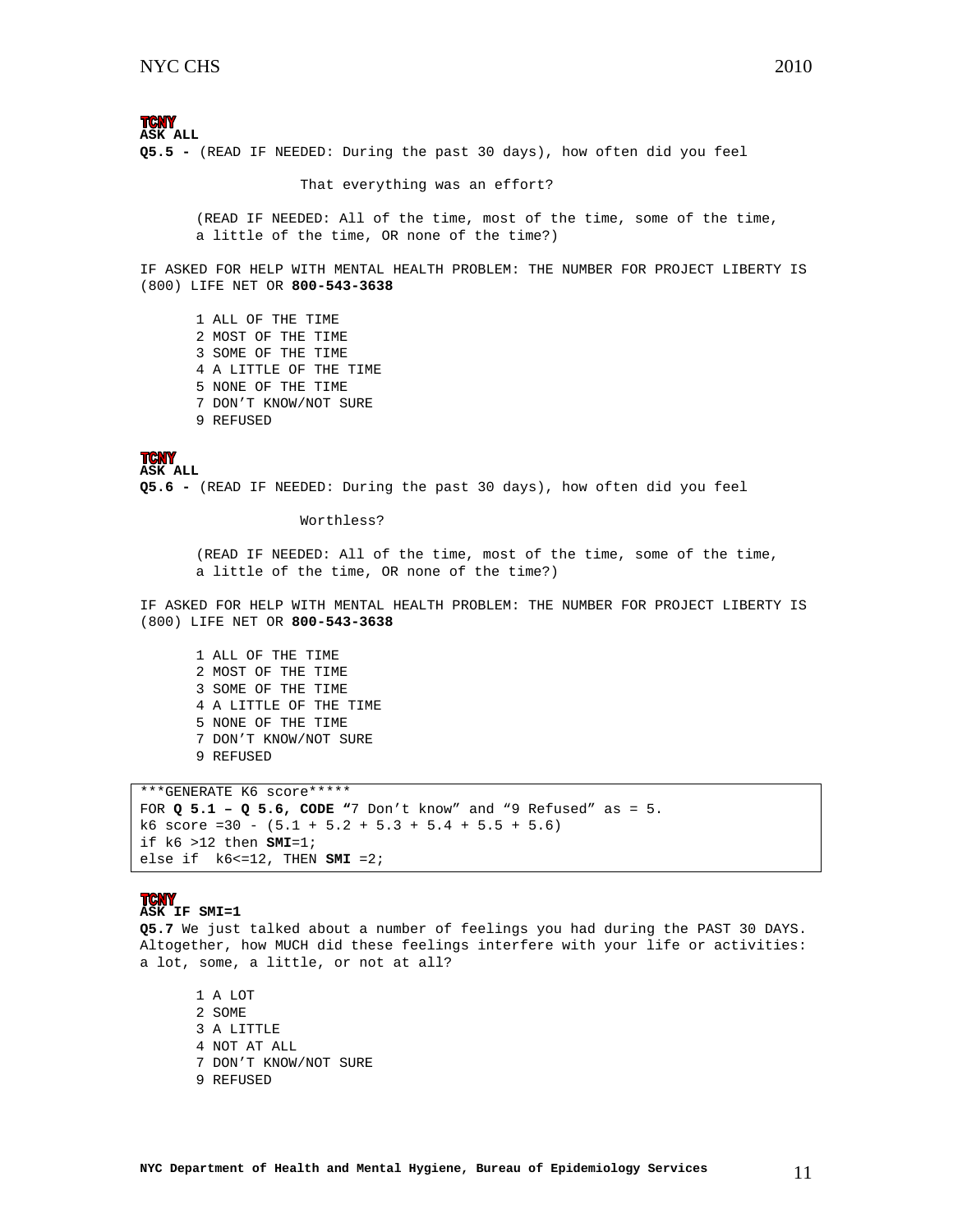**TCNY**
**ASK ALL**
**Q5.5 -** (READ IF NEEDED: During the past 30 days), how often did you feel

That everything was an effort?

(READ IF NEEDED: All of the time, most of the time, some of the time, a little of the time, OR none of the time?)

IF ASKED FOR HELP WITH MENTAL HEALTH PROBLEM: THE NUMBER FOR PROJECT LIBERTY IS (800) LIFE NET OR **800-543-3638**

1 ALL OF THE TIME
2 MOST OF THE TIME
3 SOME OF THE TIME
4 A LITTLE OF THE TIME
5 NONE OF THE TIME
7 DON'T KNOW/NOT SURE
9 REFUSED

**TCNY**
**ASK ALL**
**Q5.6 -** (READ IF NEEDED: During the past 30 days), how often did you feel

Worthless?

(READ IF NEEDED: All of the time, most of the time, some of the time, a little of the time, OR none of the time?)

IF ASKED FOR HELP WITH MENTAL HEALTH PROBLEM: THE NUMBER FOR PROJECT LIBERTY IS (800) LIFE NET OR **800-543-3638**

1 ALL OF THE TIME
2 MOST OF THE TIME
3 SOME OF THE TIME
4 A LITTLE OF THE TIME
5 NONE OF THE TIME
7 DON'T KNOW/NOT SURE
9 REFUSED

```
***GENERATE K6 score*****
FOR Q 5.1 – Q 5.6, CODE "7 Don't know" and "9 Refused" as = 5.
k6 score =30 - (5.1 + 5.2 + 5.3 + 5.4 + 5.5 + 5.6)
if k6 >12 then SMI=1;
else if  k6<=12, THEN SMI =2;
```

**TCNY**
**ASK IF SMI=1**
**Q5.7** We just talked about a number of feelings you had during the PAST 30 DAYS. Altogether, how MUCH did these feelings interfere with your life or activities: a lot, some, a little, or not at all?

1 A LOT
2 SOME
3 A LITTLE
4 NOT AT ALL
7 DON'T KNOW/NOT SURE
9 REFUSED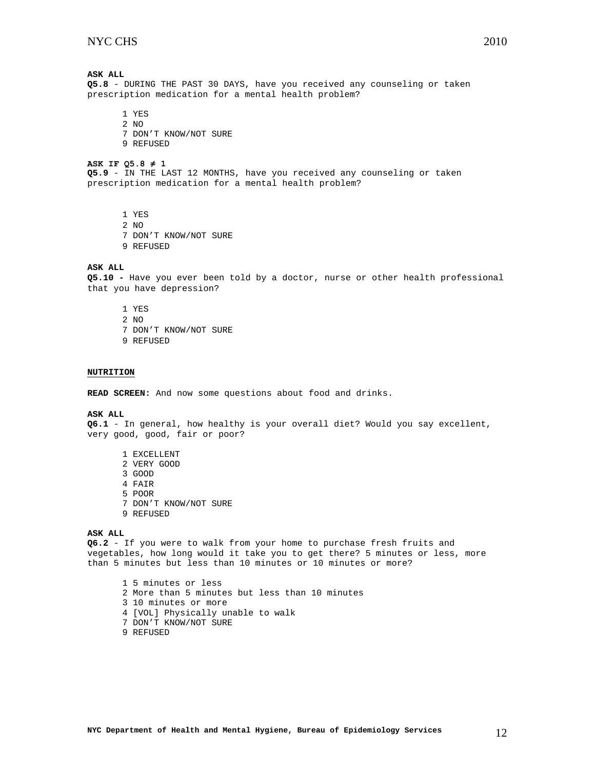**ASK ALL**
**Q5.8** - DURING THE PAST 30 DAYS, have you received any counseling or taken prescription medication for a mental health problem?

1 YES
2 NO
7 DON'T KNOW/NOT SURE
9 REFUSED

**ASK IF Q5.8 ≠ 1**
**Q5.9** - IN THE LAST 12 MONTHS, have you received any counseling or taken prescription medication for a mental health problem?

1 YES
2 NO
7 DON'T KNOW/NOT SURE
9 REFUSED

**ASK ALL**
**Q5.10 -** Have you ever been told by a doctor, nurse or other health professional that you have depression?

1 YES
2 NO
7 DON'T KNOW/NOT SURE
9 REFUSED

**NUTRITION**

**READ SCREEN:** And now some questions about food and drinks.

**ASK ALL**
**Q6.1** - In general, how healthy is your overall diet? Would you say excellent, very good, good, fair or poor?

1 EXCELLENT
2 VERY GOOD
3 GOOD
4 FAIR
5 POOR
7 DON'T KNOW/NOT SURE
9 REFUSED

**ASK ALL**
**Q6.2** - If you were to walk from your home to purchase fresh fruits and vegetables, how long would it take you to get there? 5 minutes or less, more than 5 minutes but less than 10 minutes or 10 minutes or more?

1 5 minutes or less
2 More than 5 minutes but less than 10 minutes
3 10 minutes or more
4 [VOL] Physically unable to walk
7 DON'T KNOW/NOT SURE
9 REFUSED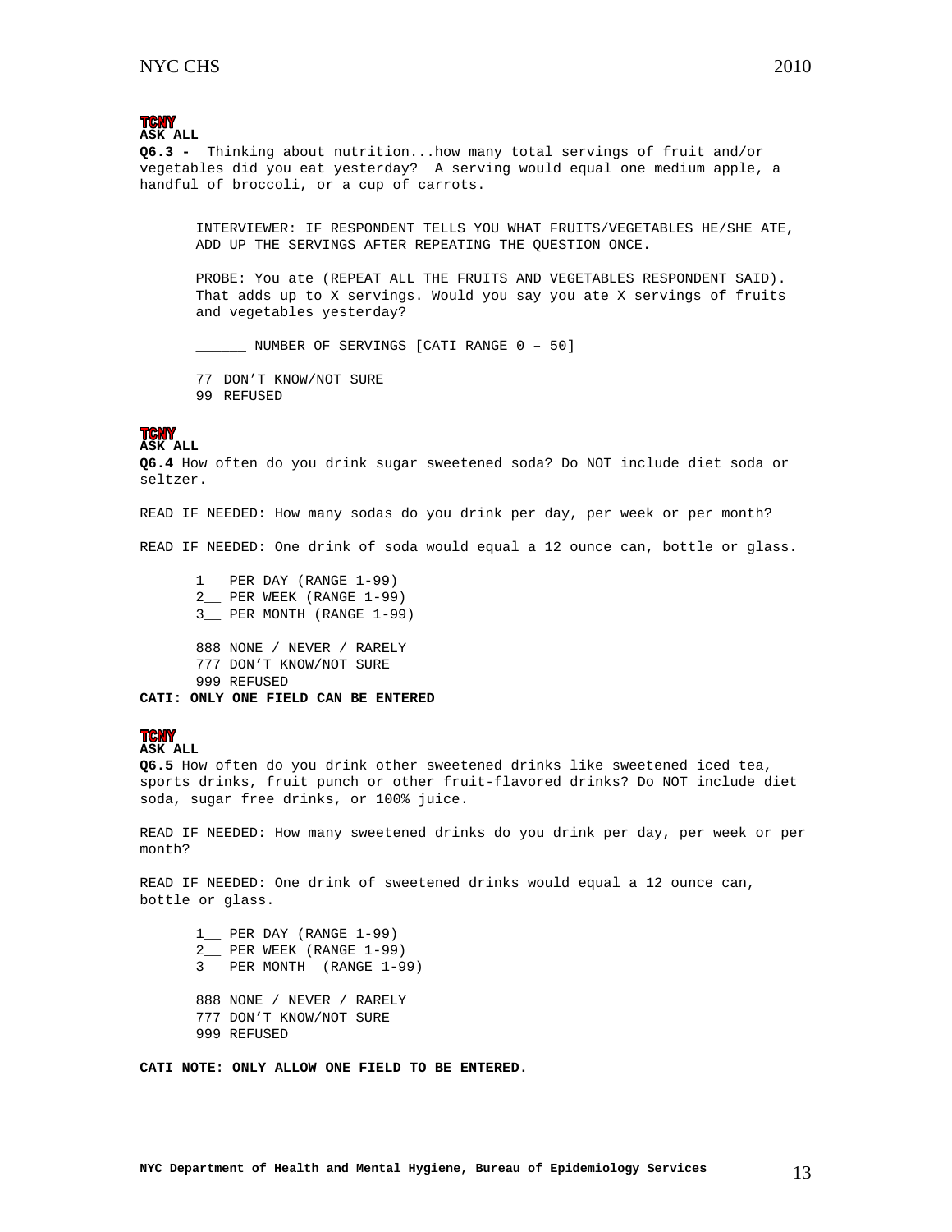**TCNY**
**ASK ALL**

**Q6.3 -** Thinking about nutrition...how many total servings of fruit and/or vegetables did you eat yesterday? A serving would equal one medium apple, a handful of broccoli, or a cup of carrots.

> INTERVIEWER: IF RESPONDENT TELLS YOU WHAT FRUITS/VEGETABLES HE/SHE ATE, ADD UP THE SERVINGS AFTER REPEATING THE QUESTION ONCE.
>
> PROBE: You ate (REPEAT ALL THE FRUITS AND VEGETABLES RESPONDENT SAID). That adds up to X servings. Would you say you ate X servings of fruits and vegetables yesterday?
>
> ______ NUMBER OF SERVINGS [CATI RANGE 0 – 50]
>
> 77 DON'T KNOW/NOT SURE
> 99 REFUSED

**TCNY**
**ASK ALL**

**Q6.4** How often do you drink sugar sweetened soda? Do NOT include diet soda or seltzer.

READ IF NEEDED: How many sodas do you drink per day, per week or per month?

READ IF NEEDED: One drink of soda would equal a 12 ounce can, bottle or glass.

> 1__ PER DAY (RANGE 1-99)
> 2__ PER WEEK (RANGE 1-99)
> 3__ PER MONTH (RANGE 1-99)
>
> 888 NONE / NEVER / RARELY
> 777 DON'T KNOW/NOT SURE
> 999 REFUSED

**CATI: ONLY ONE FIELD CAN BE ENTERED**

**TCNY**
**ASK ALL**

**Q6.5** How often do you drink other sweetened drinks like sweetened iced tea, sports drinks, fruit punch or other fruit-flavored drinks? Do NOT include diet soda, sugar free drinks, or 100% juice.

READ IF NEEDED: How many sweetened drinks do you drink per day, per week or per month?

READ IF NEEDED: One drink of sweetened drinks would equal a 12 ounce can, bottle or glass.

> 1__ PER DAY (RANGE 1-99)
> 2__ PER WEEK (RANGE 1-99)
> 3__ PER MONTH (RANGE 1-99)
>
> 888 NONE / NEVER / RARELY
> 777 DON'T KNOW/NOT SURE
> 999 REFUSED

**CATI NOTE: ONLY ALLOW ONE FIELD TO BE ENTERED.**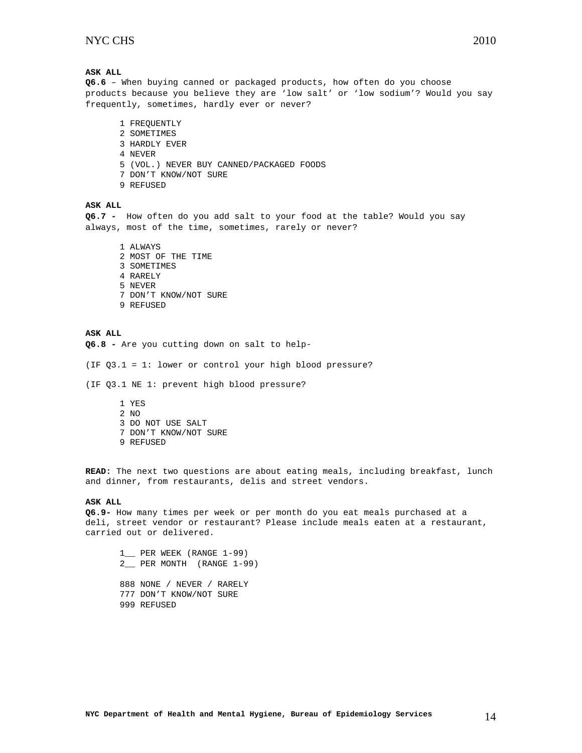**ASK ALL**

**Q6.6** – When buying canned or packaged products, how often do you choose products because you believe they are 'low salt' or 'low sodium'? Would you say frequently, sometimes, hardly ever or never?

1 FREQUENTLY
2 SOMETIMES
3 HARDLY EVER
4 NEVER
5 (VOL.) NEVER BUY CANNED/PACKAGED FOODS
7 DON'T KNOW/NOT SURE
9 REFUSED

**ASK ALL**

**Q6.7 -** How often do you add salt to your food at the table? Would you say always, most of the time, sometimes, rarely or never?

1 ALWAYS
2 MOST OF THE TIME
3 SOMETIMES
4 RARELY
5 NEVER
7 DON'T KNOW/NOT SURE
9 REFUSED

**ASK ALL**

**Q6.8 -** Are you cutting down on salt to help-

(IF Q3.1 = 1: lower or control your high blood pressure?

(IF Q3.1 NE 1: prevent high blood pressure?

1 YES
2 NO
3 DO NOT USE SALT
7 DON'T KNOW/NOT SURE
9 REFUSED

**READ:** The next two questions are about eating meals, including breakfast, lunch and dinner, from restaurants, delis and street vendors.

**ASK ALL**

**Q6.9-** How many times per week or per month do you eat meals purchased at a deli, street vendor or restaurant? Please include meals eaten at a restaurant, carried out or delivered.

1__ PER WEEK (RANGE 1-99)
2__ PER MONTH (RANGE 1-99)

888 NONE / NEVER / RARELY
777 DON'T KNOW/NOT SURE
999 REFUSED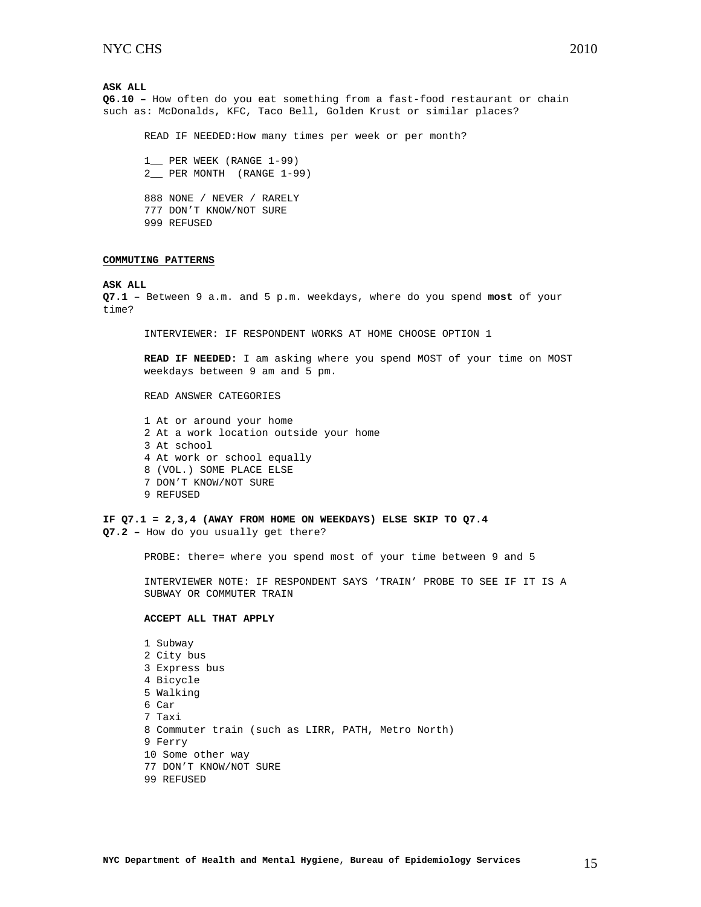**ASK ALL**

**Q6.10 –** How often do you eat something from a fast-food restaurant or chain such as: McDonalds, KFC, Taco Bell, Golden Krust or similar places?

READ IF NEEDED:How many times per week or per month?

1__ PER WEEK (RANGE 1-99)
2__ PER MONTH (RANGE 1-99)

888 NONE / NEVER / RARELY
777 DON'T KNOW/NOT SURE
999 REFUSED

**COMMUTING PATTERNS**

**ASK ALL**

**Q7.1 –** Between 9 a.m. and 5 p.m. weekdays, where do you spend **most** of your time?

INTERVIEWER: IF RESPONDENT WORKS AT HOME CHOOSE OPTION 1

**READ IF NEEDED:** I am asking where you spend MOST of your time on MOST weekdays between 9 am and 5 pm.

READ ANSWER CATEGORIES

1 At or around your home
2 At a work location outside your home
3 At school
4 At work or school equally
8 (VOL.) SOME PLACE ELSE
7 DON'T KNOW/NOT SURE
9 REFUSED

**IF Q7.1 = 2,3,4 (AWAY FROM HOME ON WEEKDAYS) ELSE SKIP TO Q7.4**

**Q7.2 –** How do you usually get there?

PROBE: there= where you spend most of your time between 9 and 5

INTERVIEWER NOTE: IF RESPONDENT SAYS 'TRAIN' PROBE TO SEE IF IT IS A SUBWAY OR COMMUTER TRAIN

**ACCEPT ALL THAT APPLY**

1 Subway
2 City bus
3 Express bus
4 Bicycle
5 Walking
6 Car
7 Taxi
8 Commuter train (such as LIRR, PATH, Metro North)
9 Ferry
10 Some other way
77 DON'T KNOW/NOT SURE
99 REFUSED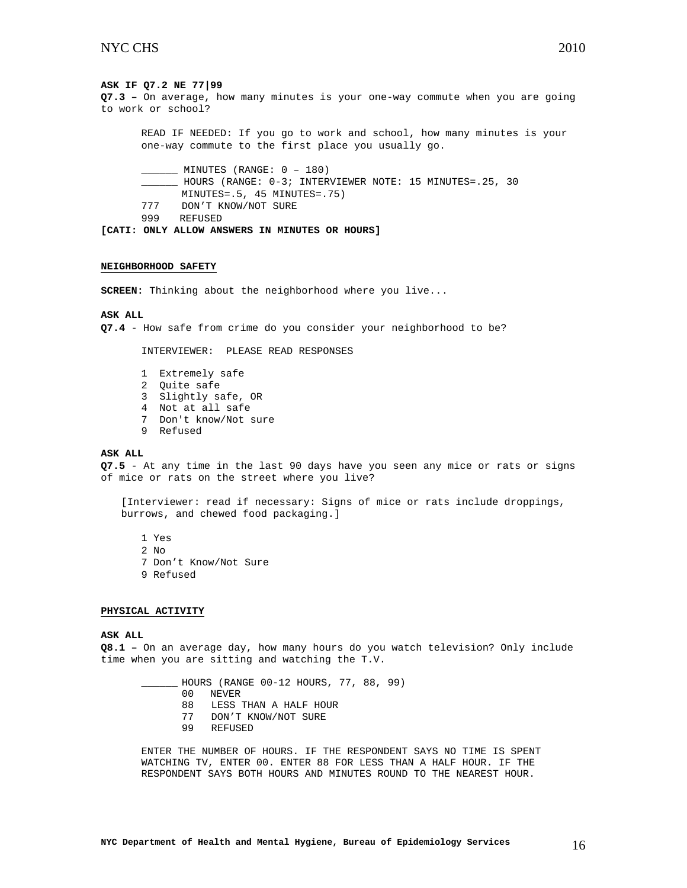**ASK IF Q7.2 NE 77|99**
**Q7.3 –** On average, how many minutes is your one-way commute when you are going to work or school?

READ IF NEEDED: If you go to work and school, how many minutes is your one-way commute to the first place you usually go.

______ MINUTES (RANGE: 0 – 180)
______ HOURS (RANGE: 0-3; INTERVIEWER NOTE: 15 MINUTES=.25, 30 MINUTES=.5, 45 MINUTES=.75)
777 DON'T KNOW/NOT SURE
999 REFUSED

**[CATI: ONLY ALLOW ANSWERS IN MINUTES OR HOURS]**

**NEIGHBORHOOD SAFETY**

**SCREEN**: Thinking about the neighborhood where you live...

**ASK ALL**
**Q7.4** - How safe from crime do you consider your neighborhood to be?

INTERVIEWER: PLEASE READ RESPONSES

1 Extremely safe
2 Quite safe
3 Slightly safe, OR
4 Not at all safe
7 Don't know/Not sure
9 Refused

**ASK ALL**
**Q7.5** - At any time in the last 90 days have you seen any mice or rats or signs of mice or rats on the street where you live?

[Interviewer: read if necessary: Signs of mice or rats include droppings, burrows, and chewed food packaging.]

1 Yes
2 No
7 Don't Know/Not Sure
9 Refused

**PHYSICAL ACTIVITY**

**ASK ALL**
**Q8.1 –** On an average day, how many hours do you watch television? Only include time when you are sitting and watching the T.V.

______ HOURS (RANGE 00-12 HOURS, 77, 88, 99)
00 NEVER
88 LESS THAN A HALF HOUR
77 DON'T KNOW/NOT SURE
99 REFUSED

ENTER THE NUMBER OF HOURS. IF THE RESPONDENT SAYS NO TIME IS SPENT WATCHING TV, ENTER 00. ENTER 88 FOR LESS THAN A HALF HOUR. IF THE RESPONDENT SAYS BOTH HOURS AND MINUTES ROUND TO THE NEAREST HOUR.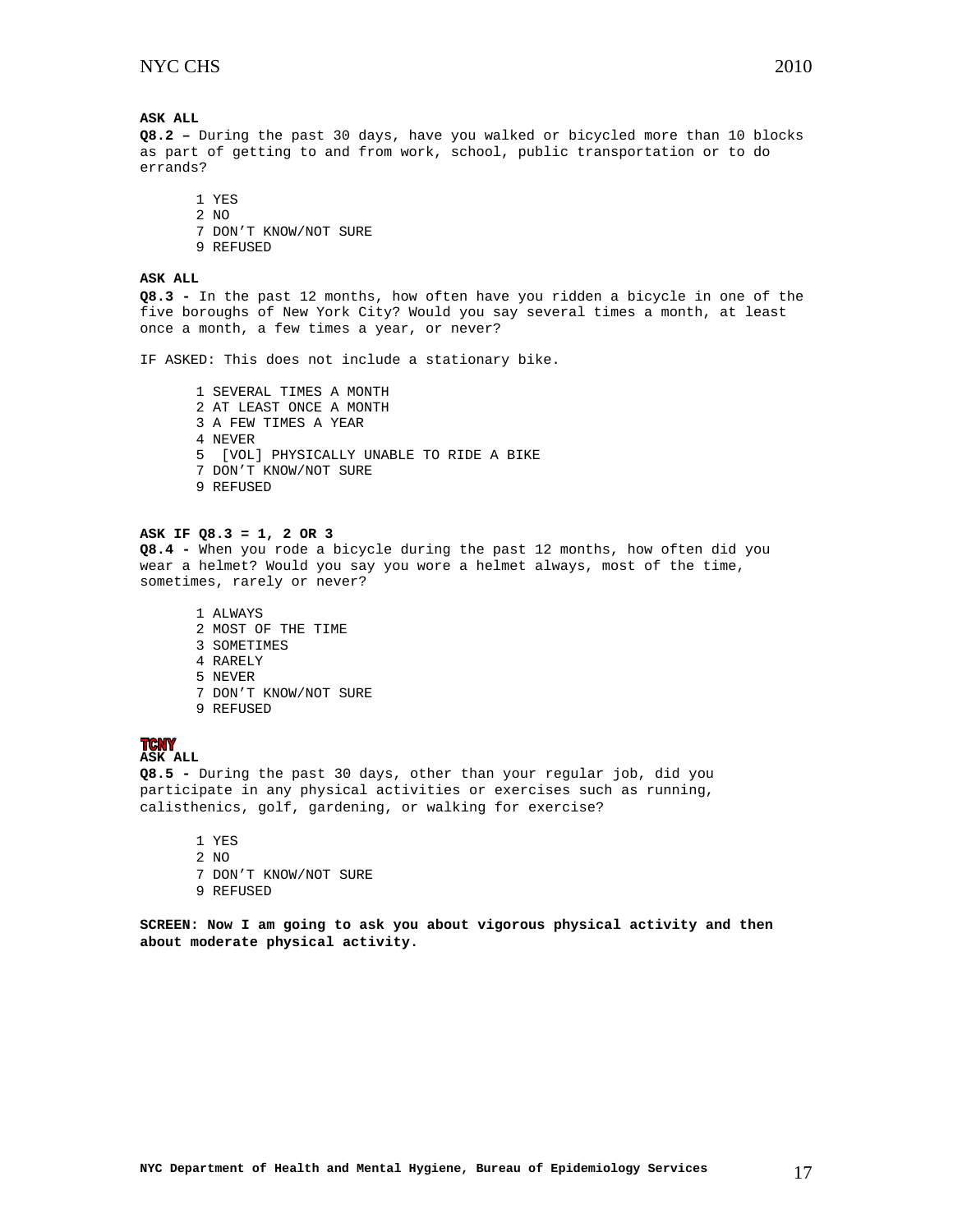**ASK ALL**

**Q8.2 –** During the past 30 days, have you walked or bicycled more than 10 blocks as part of getting to and from work, school, public transportation or to do errands?

1 YES
2 NO
7 DON'T KNOW/NOT SURE
9 REFUSED

**ASK ALL**

**Q8.3 -** In the past 12 months, how often have you ridden a bicycle in one of the five boroughs of New York City? Would you say several times a month, at least once a month, a few times a year, or never?

IF ASKED: This does not include a stationary bike.

1 SEVERAL TIMES A MONTH
2 AT LEAST ONCE A MONTH
3 A FEW TIMES A YEAR
4 NEVER
5 [VOL] PHYSICALLY UNABLE TO RIDE A BIKE
7 DON'T KNOW/NOT SURE
9 REFUSED

**ASK IF Q8.3 = 1, 2 OR 3**

**Q8.4 -** When you rode a bicycle during the past 12 months, how often did you wear a helmet? Would you say you wore a helmet always, most of the time, sometimes, rarely or never?

1 ALWAYS
2 MOST OF THE TIME
3 SOMETIMES
4 RARELY
5 NEVER
7 DON'T KNOW/NOT SURE
9 REFUSED

**TCNY**

**ASK ALL**

**Q8.5 -** During the past 30 days, other than your regular job, did you participate in any physical activities or exercises such as running, calisthenics, golf, gardening, or walking for exercise?

1 YES
2 NO
7 DON'T KNOW/NOT SURE
9 REFUSED

**SCREEN: Now I am going to ask you about vigorous physical activity and then about moderate physical activity.**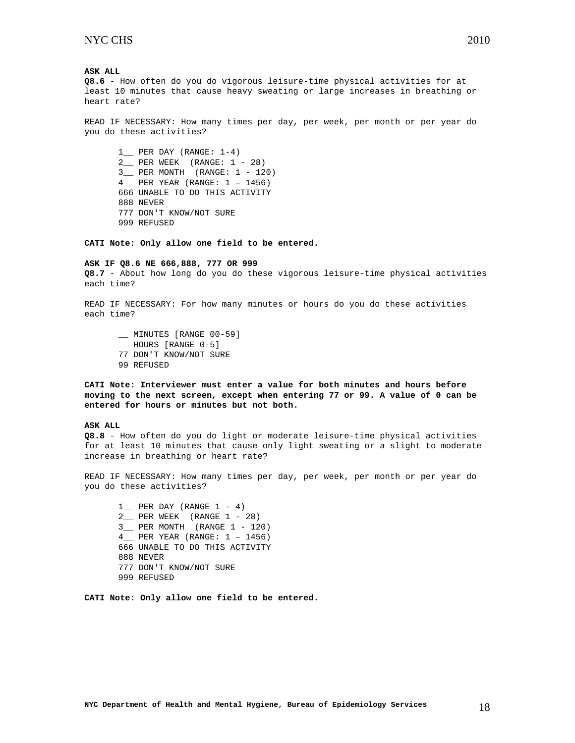**ASK ALL**
**Q8.6** - How often do you do vigorous leisure-time physical activities for at least 10 minutes that cause heavy sweating or large increases in breathing or heart rate?

READ IF NECESSARY: How many times per day, per week, per month or per year do you do these activities?

1__ PER DAY (RANGE: 1-4)
2__ PER WEEK (RANGE: 1 - 28)
3__ PER MONTH (RANGE: 1 - 120)
4__ PER YEAR (RANGE: 1 – 1456)
666 UNABLE TO DO THIS ACTIVITY
888 NEVER
777 DON'T KNOW/NOT SURE
999 REFUSED

**CATI Note: Only allow one field to be entered.**

**ASK IF Q8.6 NE 666,888, 777 OR 999**
**Q8.7** - About how long do you do these vigorous leisure-time physical activities each time?

READ IF NECESSARY: For how many minutes or hours do you do these activities each time?

__ MINUTES [RANGE 00-59]
__ HOURS [RANGE 0-5]
77 DON'T KNOW/NOT SURE
99 REFUSED

**CATI Note: Interviewer must enter a value for both minutes and hours before moving to the next screen, except when entering 77 or 99. A value of 0 can be entered for hours or minutes but not both.**

**ASK ALL**
**Q8.8** - How often do you do light or moderate leisure-time physical activities for at least 10 minutes that cause only light sweating or a slight to moderate increase in breathing or heart rate?

READ IF NECESSARY: How many times per day, per week, per month or per year do you do these activities?

1__ PER DAY (RANGE 1 - 4)
2__ PER WEEK (RANGE 1 - 28)
3__ PER MONTH (RANGE 1 - 120)
4__ PER YEAR (RANGE: 1 – 1456)
666 UNABLE TO DO THIS ACTIVITY
888 NEVER
777 DON'T KNOW/NOT SURE
999 REFUSED

**CATI Note: Only allow one field to be entered.**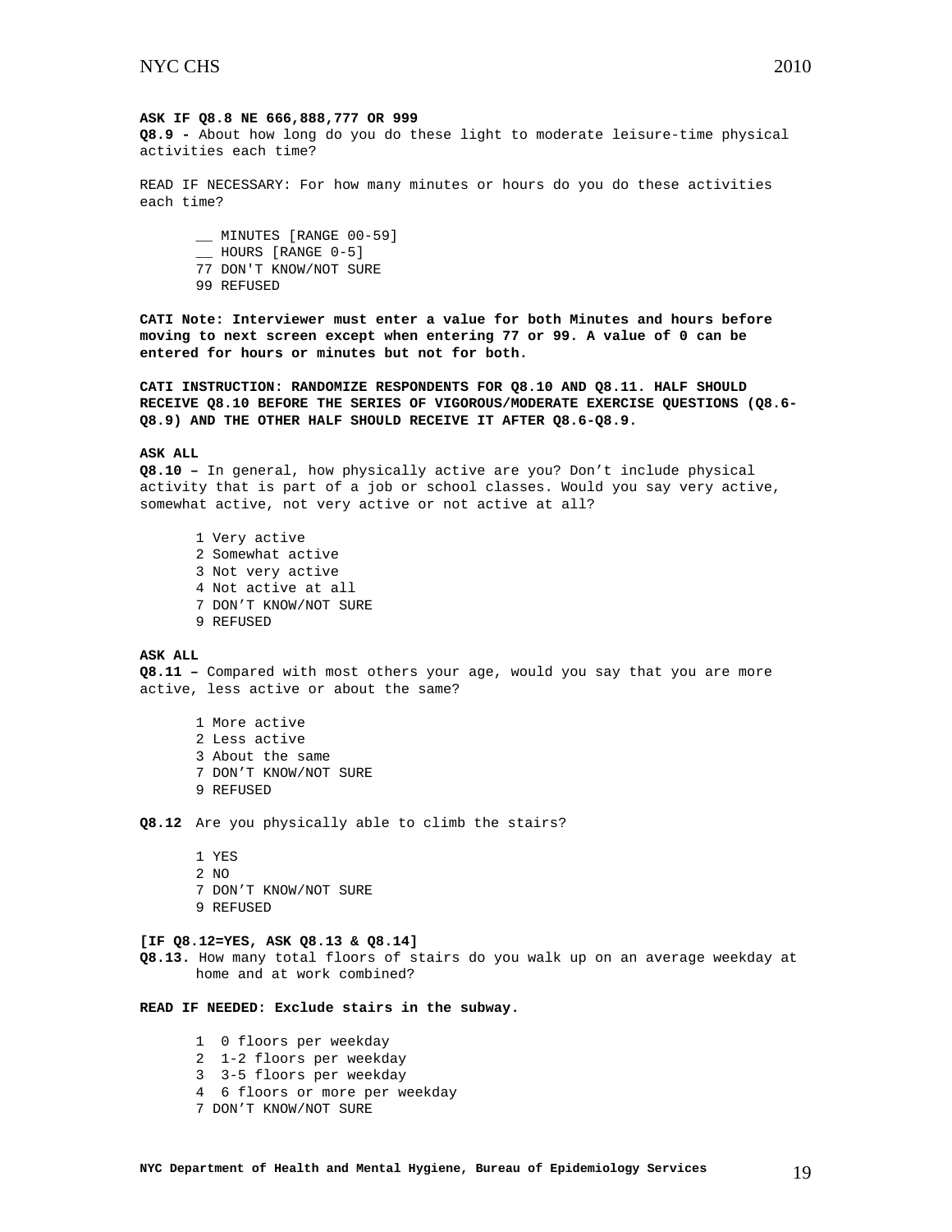**ASK IF Q8.8 NE 666,888,777 OR 999**
**Q8.9 -** About how long do you do these light to moderate leisure-time physical activities each time?

READ IF NECESSARY: For how many minutes or hours do you do these activities each time?

__ MINUTES [RANGE 00-59]
__ HOURS [RANGE 0-5]
77 DON'T KNOW/NOT SURE
99 REFUSED

**CATI Note: Interviewer must enter a value for both Minutes and hours before moving to next screen except when entering 77 or 99. A value of 0 can be entered for hours or minutes but not for both.**

**CATI INSTRUCTION: RANDOMIZE RESPONDENTS FOR Q8.10 AND Q8.11. HALF SHOULD RECEIVE Q8.10 BEFORE THE SERIES OF VIGOROUS/MODERATE EXERCISE QUESTIONS (Q8.6-Q8.9) AND THE OTHER HALF SHOULD RECEIVE IT AFTER Q8.6-Q8.9.**

**ASK ALL**
**Q8.10 –** In general, how physically active are you? Don't include physical activity that is part of a job or school classes. Would you say very active, somewhat active, not very active or not active at all?

1 Very active
2 Somewhat active
3 Not very active
4 Not active at all
7 DON'T KNOW/NOT SURE
9 REFUSED

**ASK ALL**
**Q8.11 –** Compared with most others your age, would you say that you are more active, less active or about the same?

1 More active
2 Less active
3 About the same
7 DON'T KNOW/NOT SURE
9 REFUSED

**Q8.12** Are you physically able to climb the stairs?

1 YES
2 NO
7 DON'T KNOW/NOT SURE
9 REFUSED

**[IF Q8.12=YES, ASK Q8.13 & Q8.14]**
**Q8.13.** How many total floors of stairs do you walk up on an average weekday at home and at work combined?

**READ IF NEEDED: Exclude stairs in the subway.**

1 0 floors per weekday
2 1-2 floors per weekday
3 3-5 floors per weekday
4 6 floors or more per weekday
7 DON'T KNOW/NOT SURE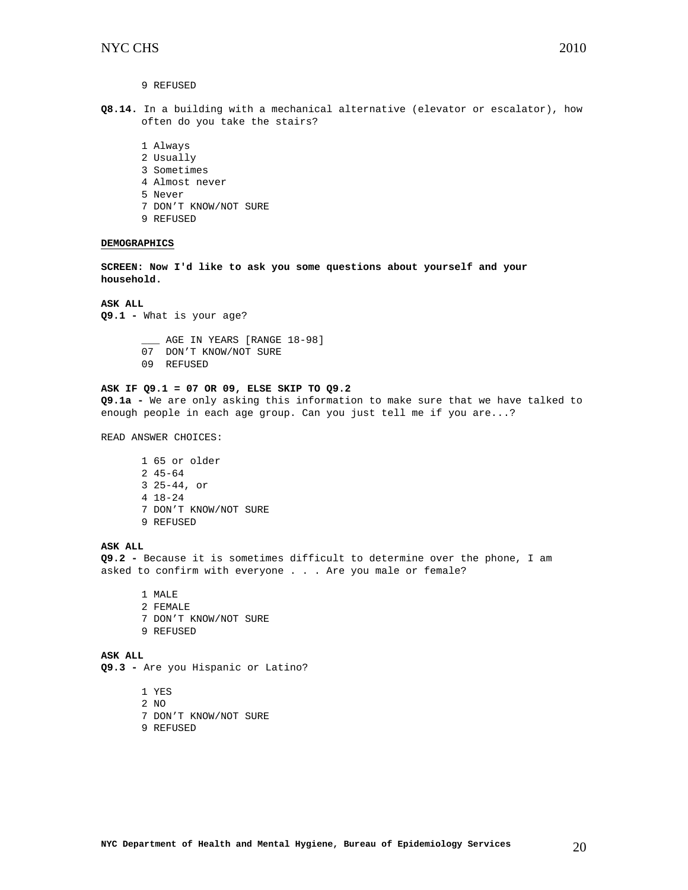9 REFUSED

**Q8.14.** In a building with a mechanical alternative (elevator or escalator), how often do you take the stairs?

1 Always
2 Usually
3 Sometimes
4 Almost never
5 Never
7 DON'T KNOW/NOT SURE
9 REFUSED

**DEMOGRAPHICS**

**SCREEN: Now I'd like to ask you some questions about yourself and your household.**

**ASK ALL**
**Q9.1 -** What is your age?

___ AGE IN YEARS [RANGE 18-98]
07 DON'T KNOW/NOT SURE
09 REFUSED

**ASK IF Q9.1 = 07 OR 09, ELSE SKIP TO Q9.2**
**Q9.1a -** We are only asking this information to make sure that we have talked to enough people in each age group. Can you just tell me if you are...?

READ ANSWER CHOICES:

1 65 or older
2 45-64
3 25-44, or
4 18-24
7 DON'T KNOW/NOT SURE
9 REFUSED

**ASK ALL**
**Q9.2 -** Because it is sometimes difficult to determine over the phone, I am asked to confirm with everyone . . . Are you male or female?

1 MALE
2 FEMALE
7 DON'T KNOW/NOT SURE
9 REFUSED

**ASK ALL**
**Q9.3 -** Are you Hispanic or Latino?

1 YES
2 NO
7 DON'T KNOW/NOT SURE
9 REFUSED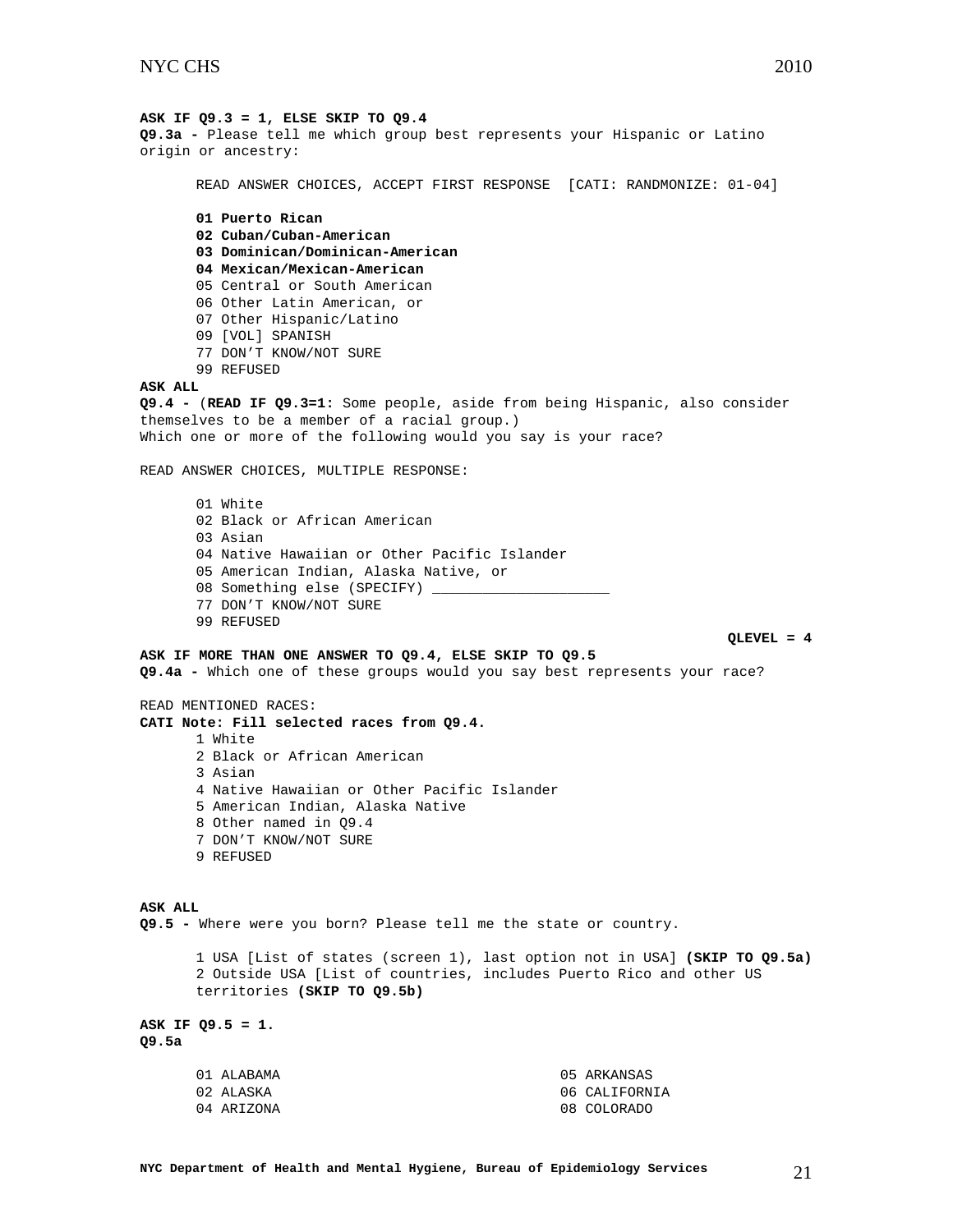**ASK IF Q9.3 = 1, ELSE SKIP TO Q9.4**
**Q9.3a -** Please tell me which group best represents your Hispanic or Latino origin or ancestry:

READ ANSWER CHOICES, ACCEPT FIRST RESPONSE [CATI: RANDMONIZE: 01-04]

**01 Puerto Rican**
**02 Cuban/Cuban-American**
**03 Dominican/Dominican-American**
**04 Mexican/Mexican-American**
05 Central or South American
06 Other Latin American, or
07 Other Hispanic/Latino
09 [VOL] SPANISH
77 DON'T KNOW/NOT SURE
99 REFUSED

**ASK ALL**
**Q9.4 -** (**READ IF Q9.3=1:** Some people, aside from being Hispanic, also consider themselves to be a member of a racial group.)
Which one or more of the following would you say is your race?

READ ANSWER CHOICES, MULTIPLE RESPONSE:

01 White
02 Black or African American
03 Asian
04 Native Hawaiian or Other Pacific Islander
05 American Indian, Alaska Native, or
08 Something else (SPECIFY) ____________________
77 DON'T KNOW/NOT SURE
99 REFUSED

**QLEVEL = 4**

**ASK IF MORE THAN ONE ANSWER TO Q9.4, ELSE SKIP TO Q9.5**
**Q9.4a -** Which one of these groups would you say best represents your race?

READ MENTIONED RACES:
**CATI Note: Fill selected races from Q9.4.**
1 White
2 Black or African American
3 Asian
4 Native Hawaiian or Other Pacific Islander
5 American Indian, Alaska Native
8 Other named in Q9.4
7 DON'T KNOW/NOT SURE
9 REFUSED

**ASK ALL**
**Q9.5 -** Where were you born? Please tell me the state or country.

1 USA [List of states (screen 1), last option not in USA] **(SKIP TO Q9.5a)**
2 Outside USA [List of countries, includes Puerto Rico and other US territories **(SKIP TO Q9.5b)**

**ASK IF Q9.5 = 1.**
**Q9.5a**

01 ALABAMA
02 ALASKA
04 ARIZONA
05 ARKANSAS
06 CALIFORNIA
08 COLORADO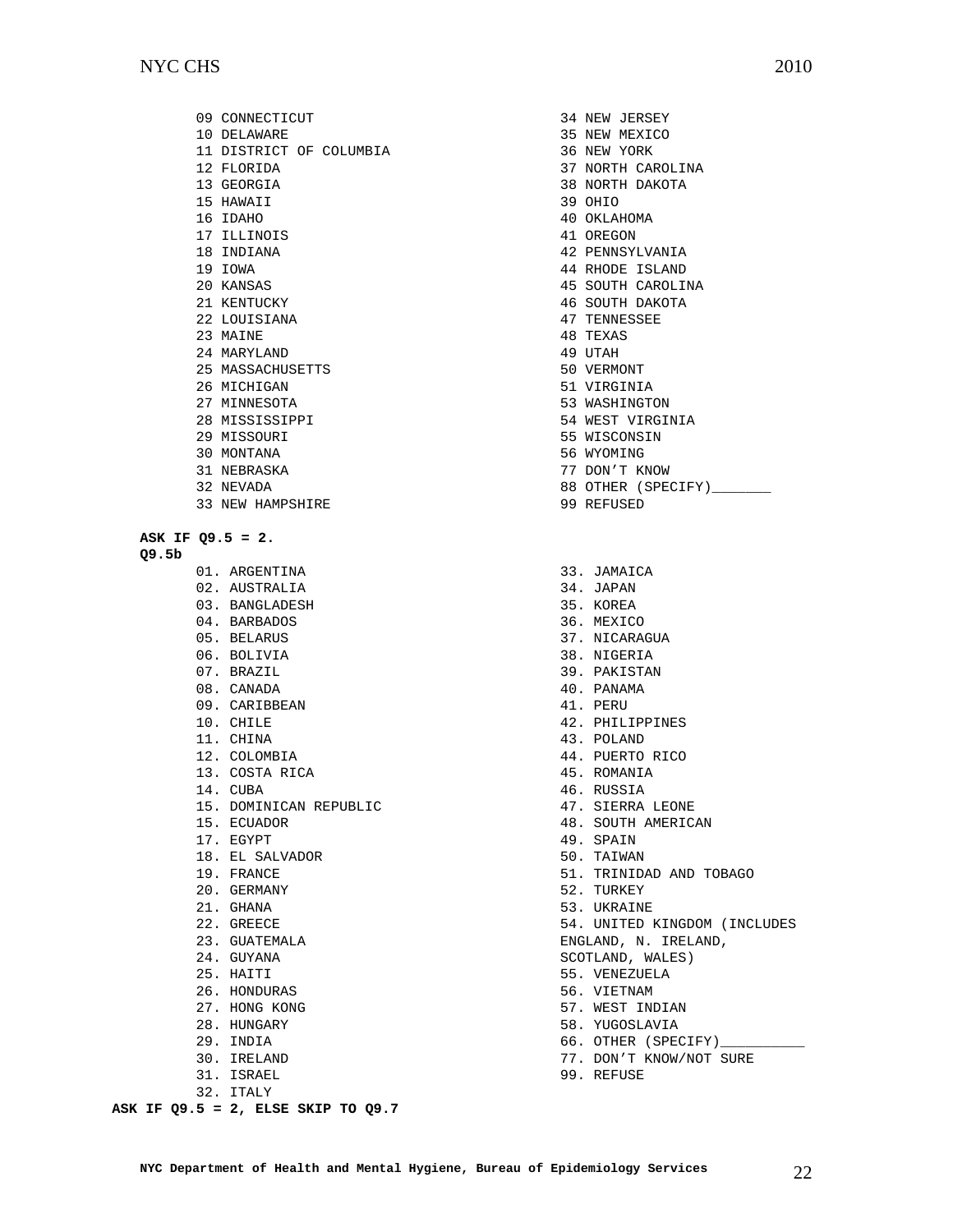09 CONNECTICUT
10 DELAWARE
11 DISTRICT OF COLUMBIA
12 FLORIDA
13 GEORGIA
15 HAWAII
16 IDAHO
17 ILLINOIS
18 INDIANA
19 IOWA
20 KANSAS
21 KENTUCKY
22 LOUISIANA
23 MAINE
24 MARYLAND
25 MASSACHUSETTS
26 MICHIGAN
27 MINNESOTA
28 MISSISSIPPI
29 MISSOURI
30 MONTANA
31 NEBRASKA
32 NEVADA
33 NEW HAMPSHIRE
34 NEW JERSEY
35 NEW MEXICO
36 NEW YORK
37 NORTH CAROLINA
38 NORTH DAKOTA
39 OHIO
40 OKLAHOMA
41 OREGON
42 PENNSYLVANIA
44 RHODE ISLAND
45 SOUTH CAROLINA
46 SOUTH DAKOTA
47 TENNESSEE
48 TEXAS
49 UTAH
50 VERMONT
51 VIRGINIA
53 WASHINGTON
54 WEST VIRGINIA
55 WISCONSIN
56 WYOMING
77 DON'T KNOW
88 OTHER (SPECIFY)_______
99 REFUSED

**ASK IF Q9.5 = 2.**
**Q9.5b**

01. ARGENTINA
02. AUSTRALIA
03. BANGLADESH
04. BARBADOS
05. BELARUS
06. BOLIVIA
07. BRAZIL
08. CANADA
09. CARIBBEAN
10. CHILE
11. CHINA
12. COLOMBIA
13. COSTA RICA
14. CUBA
15. DOMINICAN REPUBLIC
15. ECUADOR
17. EGYPT
18. EL SALVADOR
19. FRANCE
20. GERMANY
21. GHANA
22. GREECE
23. GUATEMALA
24. GUYANA
25. HAITI
26. HONDURAS
27. HONG KONG
28. HUNGARY
29. INDIA
30. IRELAND
31. ISRAEL
32. ITALY
33. JAMAICA
34. JAPAN
35. KOREA
36. MEXICO
37. NICARAGUA
38. NIGERIA
39. PAKISTAN
40. PANAMA
41. PERU
42. PHILIPPINES
43. POLAND
44. PUERTO RICO
45. ROMANIA
46. RUSSIA
47. SIERRA LEONE
48. SOUTH AMERICAN
49. SPAIN
50. TAIWAN
51. TRINIDAD AND TOBAGO
52. TURKEY
53. UKRAINE
54. UNITED KINGDOM (INCLUDES ENGLAND, N. IRELAND, SCOTLAND, WALES)
55. VENEZUELA
56. VIETNAM
57. WEST INDIAN
58. YUGOSLAVIA
66. OTHER (SPECIFY)__________
77. DON'T KNOW/NOT SURE
99. REFUSE

**ASK IF Q9.5 = 2, ELSE SKIP TO Q9.7**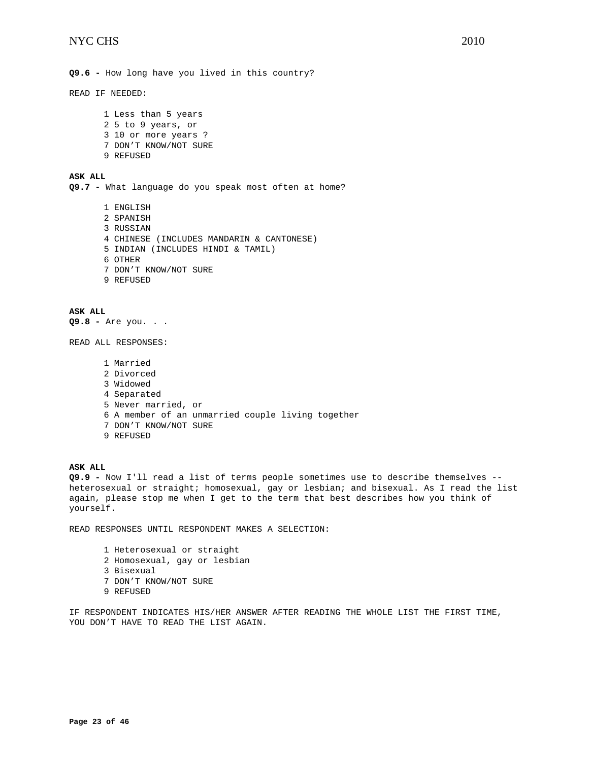**Q9.6 -** How long have you lived in this country?

READ IF NEEDED:

1 Less than 5 years
2 5 to 9 years, or
3 10 or more years ?
7 DON'T KNOW/NOT SURE
9 REFUSED

**ASK ALL**
**Q9.7 -** What language do you speak most often at home?

1 ENGLISH
2 SPANISH
3 RUSSIAN
4 CHINESE (INCLUDES MANDARIN & CANTONESE)
5 INDIAN (INCLUDES HINDI & TAMIL)
6 OTHER
7 DON'T KNOW/NOT SURE
9 REFUSED

**ASK ALL**
**Q9.8 -** Are you. . .

READ ALL RESPONSES:

1 Married
2 Divorced
3 Widowed
4 Separated
5 Never married, or
6 A member of an unmarried couple living together
7 DON'T KNOW/NOT SURE
9 REFUSED

**ASK ALL**
**Q9.9 -** Now I'll read a list of terms people sometimes use to describe themselves -- heterosexual or straight; homosexual, gay or lesbian; and bisexual. As I read the list again, please stop me when I get to the term that best describes how you think of yourself.

READ RESPONSES UNTIL RESPONDENT MAKES A SELECTION:

1 Heterosexual or straight
2 Homosexual, gay or lesbian
3 Bisexual
7 DON'T KNOW/NOT SURE
9 REFUSED

IF RESPONDENT INDICATES HIS/HER ANSWER AFTER READING THE WHOLE LIST THE FIRST TIME, YOU DON'T HAVE TO READ THE LIST AGAIN.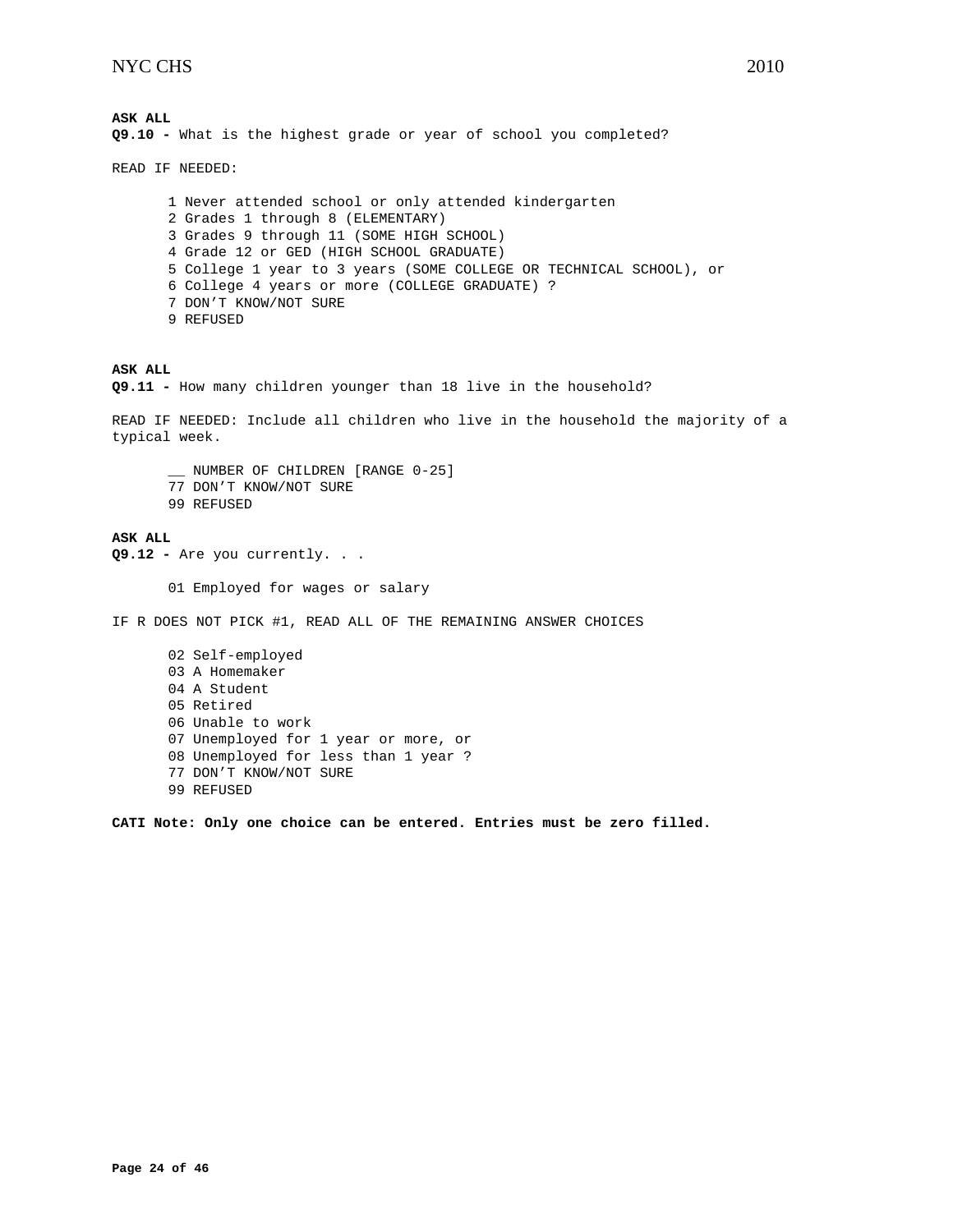**ASK ALL**
**Q9.10 -** What is the highest grade or year of school you completed?

READ IF NEEDED:

1 Never attended school or only attended kindergarten
2 Grades 1 through 8 (ELEMENTARY)
3 Grades 9 through 11 (SOME HIGH SCHOOL)
4 Grade 12 or GED (HIGH SCHOOL GRADUATE)
5 College 1 year to 3 years (SOME COLLEGE OR TECHNICAL SCHOOL), or
6 College 4 years or more (COLLEGE GRADUATE) ?
7 DON'T KNOW/NOT SURE
9 REFUSED

**ASK ALL**
**Q9.11 -** How many children younger than 18 live in the household?

READ IF NEEDED: Include all children who live in the household the majority of a typical week.

__ NUMBER OF CHILDREN [RANGE 0-25]
77 DON'T KNOW/NOT SURE
99 REFUSED

**ASK ALL**
**Q9.12 -** Are you currently. . .

01 Employed for wages or salary

IF R DOES NOT PICK #1, READ ALL OF THE REMAINING ANSWER CHOICES

02 Self-employed
03 A Homemaker
04 A Student
05 Retired
06 Unable to work
07 Unemployed for 1 year or more, or
08 Unemployed for less than 1 year ?
77 DON'T KNOW/NOT SURE
99 REFUSED

**CATI Note: Only one choice can be entered. Entries must be zero filled.**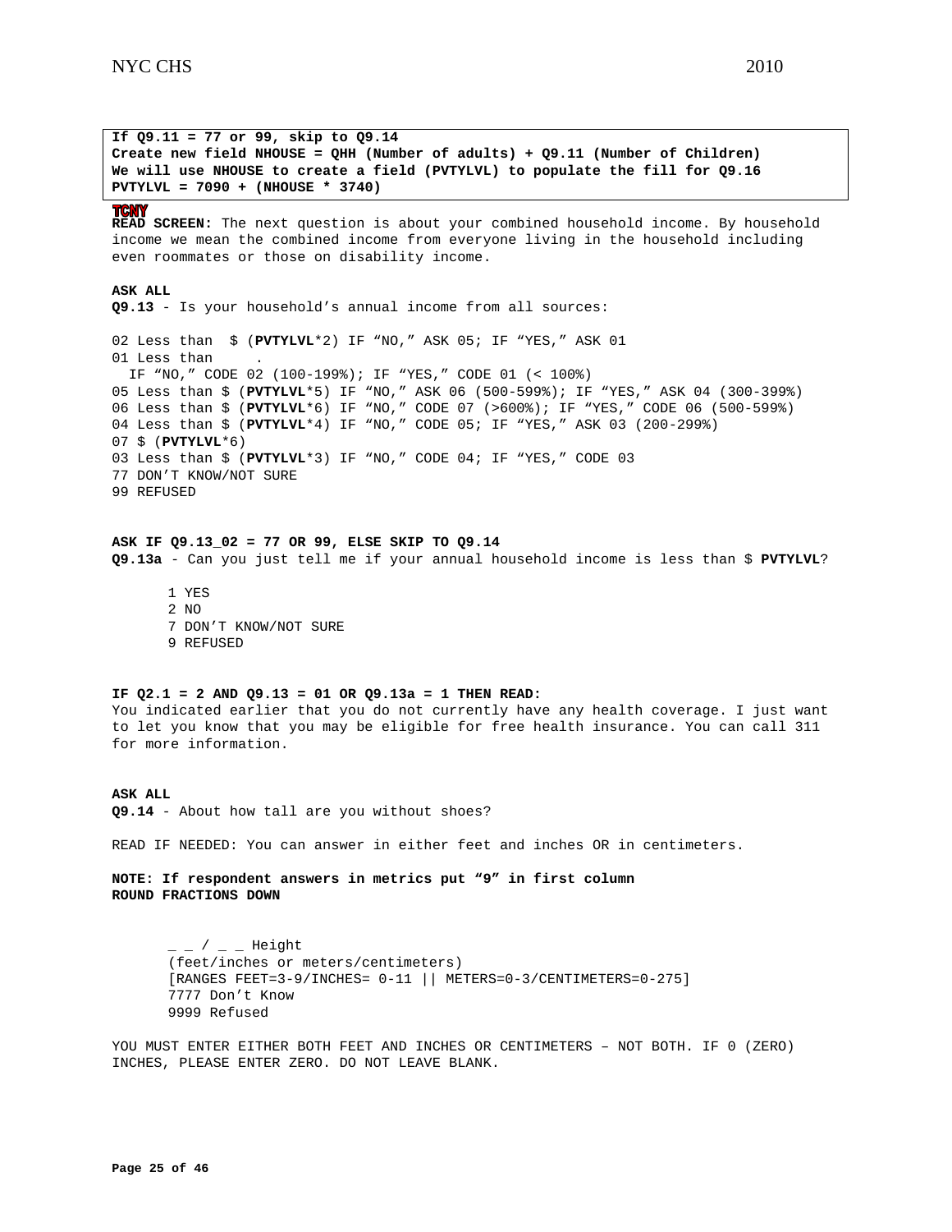**If Q9.11 = 77 or 99, skip to Q9.14**
**Create new field NHOUSE = QHH (Number of adults) + Q9.11 (Number of Children)**
**We will use NHOUSE to create a field (PVTYLVL) to populate the fill for Q9.16**
**PVTYLVL = 7090 + (NHOUSE * 3740)**

TCNY
**READ SCREEN:** The next question is about your combined household income. By household income we mean the combined income from everyone living in the household including even roommates or those on disability income.

**ASK ALL**
**Q9.13** - Is your household's annual income from all sources:

02 Less than $ (**PVTYLVL***2) IF "NO," ASK 05; IF "YES," ASK 01
01 Less than .
IF "NO," CODE 02 (100-199%); IF "YES," CODE 01 (< 100%)
05 Less than $ (**PVTYLVL***5) IF "NO," ASK 06 (500-599%); IF "YES," ASK 04 (300-399%)
06 Less than $ (**PVTYLVL***6) IF "NO," CODE 07 (>600%); IF "YES," CODE 06 (500-599%)
04 Less than $ (**PVTYLVL***4) IF "NO," CODE 05; IF "YES," ASK 03 (200-299%)
07 $ (**PVTYLVL***6)
03 Less than $ (**PVTYLVL***3) IF "NO," CODE 04; IF "YES," CODE 03
77 DON'T KNOW/NOT SURE
99 REFUSED

**ASK IF Q9.13_02 = 77 OR 99, ELSE SKIP TO Q9.14**
**Q9.13a** - Can you just tell me if your annual household income is less than $ **PVTYLVL**?

1 YES
2 NO
7 DON'T KNOW/NOT SURE
9 REFUSED

**IF Q2.1 = 2 AND Q9.13 = 01 OR Q9.13a = 1 THEN READ:**
You indicated earlier that you do not currently have any health coverage. I just want to let you know that you may be eligible for free health insurance. You can call 311 for more information.

**ASK ALL**
**Q9.14** - About how tall are you without shoes?

READ IF NEEDED: You can answer in either feet and inches OR in centimeters.

**NOTE: If respondent answers in metrics put "9" in first column**
**ROUND FRACTIONS DOWN**

_ _ / _ _ Height
(feet/inches or meters/centimeters)
[RANGES FEET=3-9/INCHES= 0-11 || METERS=0-3/CENTIMETERS=0-275]
7777 Don't Know
9999 Refused

YOU MUST ENTER EITHER BOTH FEET AND INCHES OR CENTIMETERS – NOT BOTH. IF 0 (ZERO) INCHES, PLEASE ENTER ZERO. DO NOT LEAVE BLANK.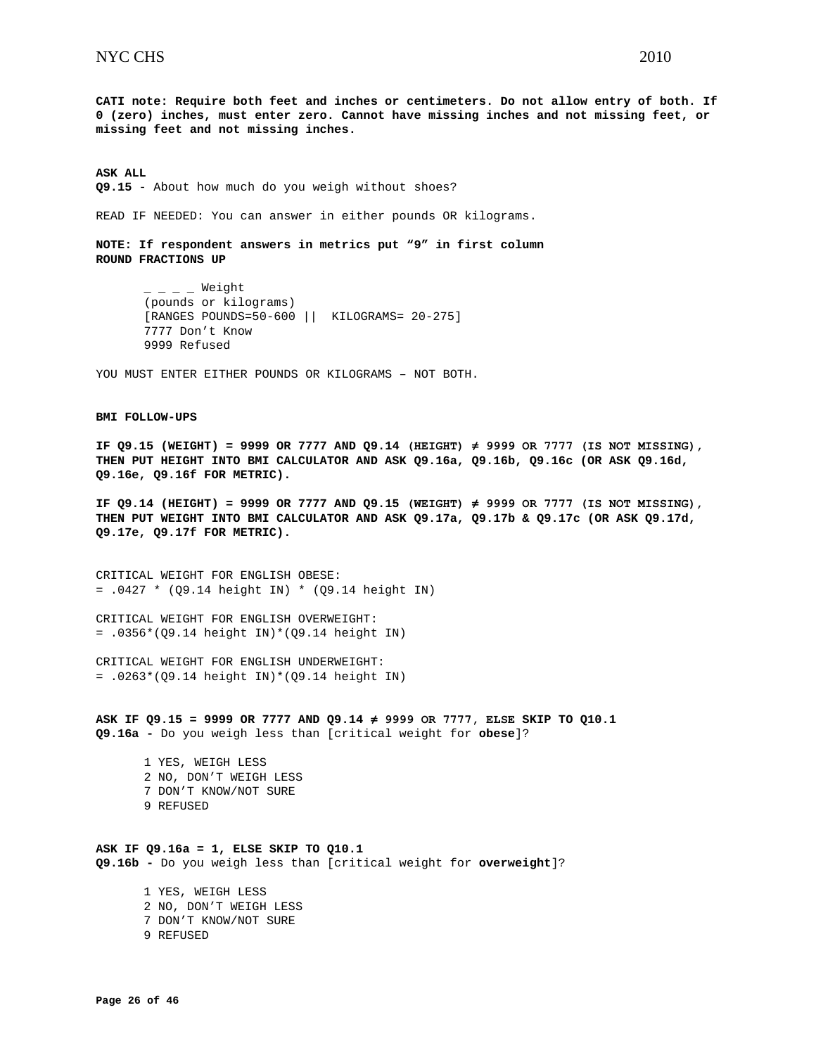**CATI note: Require both feet and inches or centimeters. Do not allow entry of both. If 0 (zero) inches, must enter zero. Cannot have missing inches and not missing feet, or missing feet and not missing inches.**

**ASK ALL**
**Q9.15** - About how much do you weigh without shoes?

READ IF NEEDED: You can answer in either pounds OR kilograms.

**NOTE: If respondent answers in metrics put “9” in first column**
**ROUND FRACTIONS UP**

_ _ _ _ Weight
(pounds or kilograms)
[RANGES POUNDS=50-600 || KILOGRAMS= 20-275]
7777 Don’t Know
9999 Refused

YOU MUST ENTER EITHER POUNDS OR KILOGRAMS – NOT BOTH.

**BMI FOLLOW-UPS**

**IF Q9.15 (WEIGHT) = 9999 OR 7777 AND Q9.14 (HEIGHT) ≠ 9999 OR 7777 (IS NOT MISSING), THEN PUT HEIGHT INTO BMI CALCULATOR AND ASK Q9.16a, Q9.16b, Q9.16c (OR ASK Q9.16d, Q9.16e, Q9.16f FOR METRIC).**

**IF Q9.14 (HEIGHT) = 9999 OR 7777 AND Q9.15 (WEIGHT) ≠ 9999 OR 7777 (IS NOT MISSING), THEN PUT WEIGHT INTO BMI CALCULATOR AND ASK Q9.17a, Q9.17b & Q9.17c (OR ASK Q9.17d, Q9.17e, Q9.17f FOR METRIC).**

CRITICAL WEIGHT FOR ENGLISH OBESE:
= .0427 * (Q9.14 height IN) * (Q9.14 height IN)

CRITICAL WEIGHT FOR ENGLISH OVERWEIGHT:
= .0356*(Q9.14 height IN)*(Q9.14 height IN)

CRITICAL WEIGHT FOR ENGLISH UNDERWEIGHT:
= .0263*(Q9.14 height IN)*(Q9.14 height IN)

**ASK IF Q9.15 = 9999 OR 7777 AND Q9.14 ≠ 9999 OR 7777, ELSE SKIP TO Q10.1**
**Q9.16a -** Do you weigh less than [critical weight for **obese**]?

1 YES, WEIGH LESS
2 NO, DON’T WEIGH LESS
7 DON’T KNOW/NOT SURE
9 REFUSED

**ASK IF Q9.16a = 1, ELSE SKIP TO Q10.1**
**Q9.16b -** Do you weigh less than [critical weight for **overweight**]?

1 YES, WEIGH LESS
2 NO, DON’T WEIGH LESS
7 DON’T KNOW/NOT SURE
9 REFUSED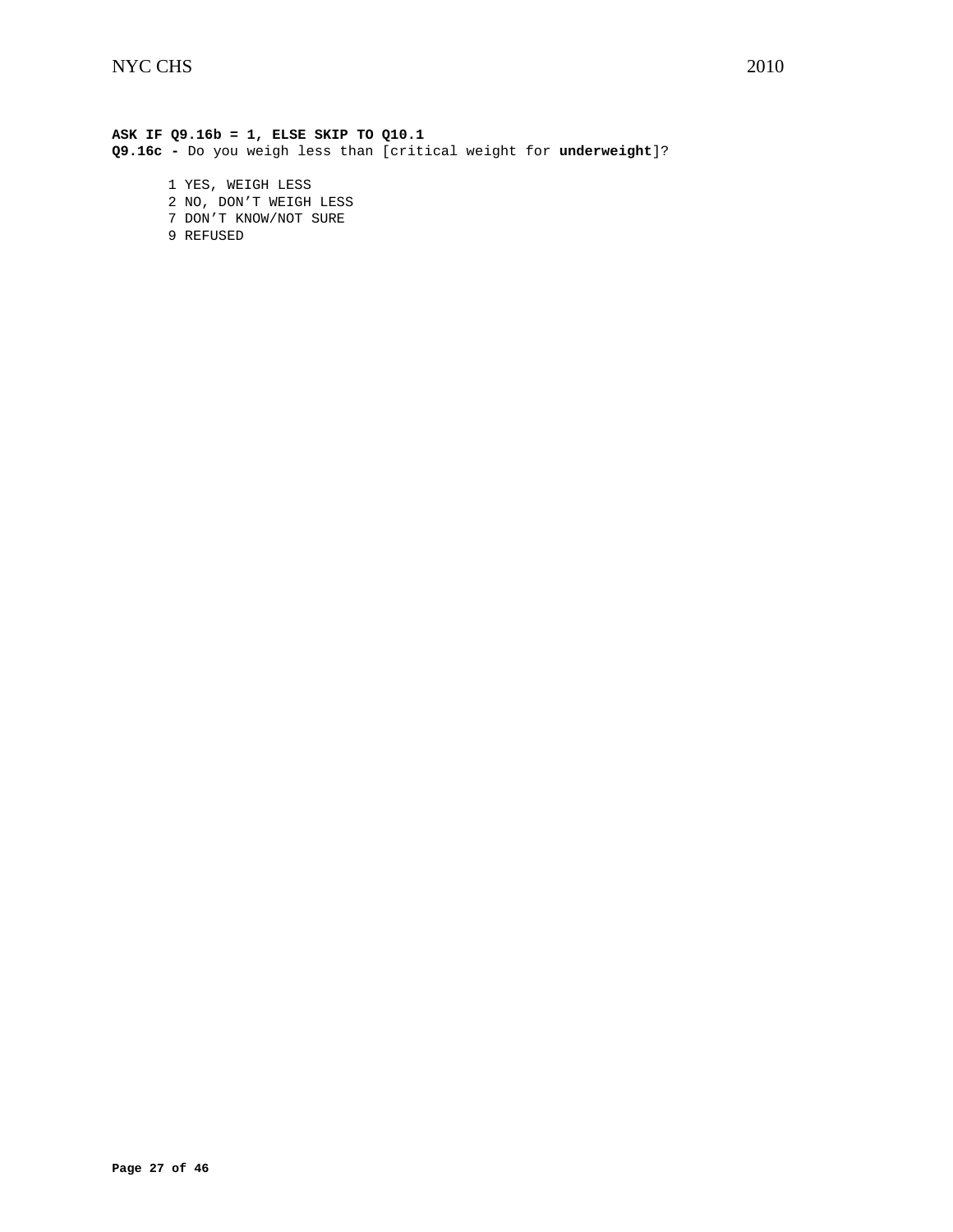**ASK IF Q9.16b = 1, ELSE SKIP TO Q10.1**

**Q9.16c -** Do you weigh less than [critical weight for **underweight**]?

1 YES, WEIGH LESS
2 NO, DON'T WEIGH LESS
7 DON'T KNOW/NOT SURE
9 REFUSED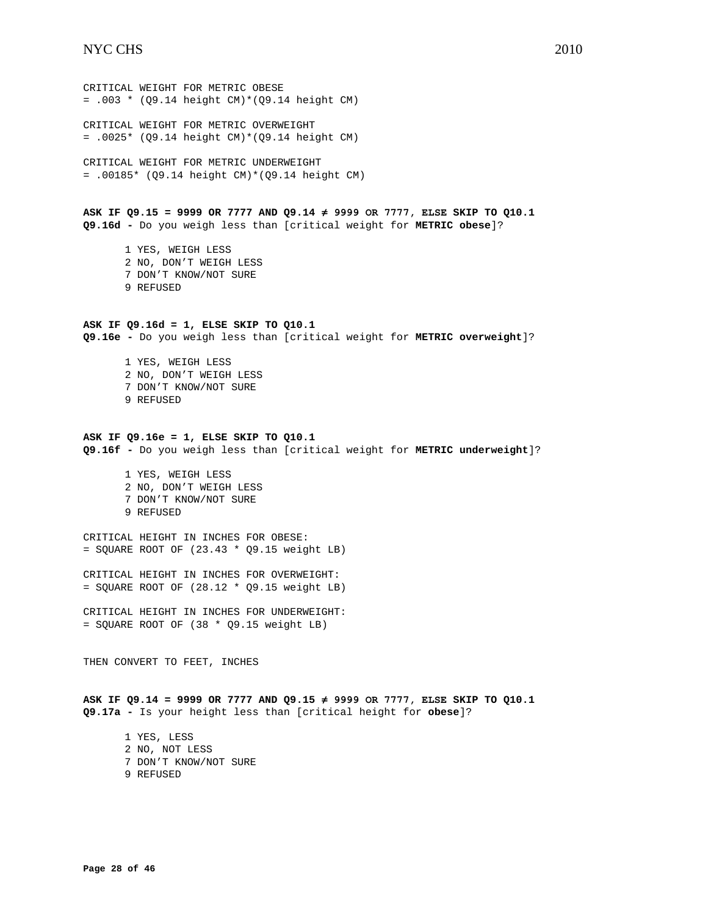CRITICAL WEIGHT FOR METRIC OBESE
= .003 * (Q9.14 height CM)*(Q9.14 height CM)

CRITICAL WEIGHT FOR METRIC OVERWEIGHT
= .0025* (Q9.14 height CM)*(Q9.14 height CM)

CRITICAL WEIGHT FOR METRIC UNDERWEIGHT
= .00185* (Q9.14 height CM)*(Q9.14 height CM)

**ASK IF Q9.15 = 9999 OR 7777 AND Q9.14 ≠ 9999 OR 7777, ELSE SKIP TO Q10.1**
**Q9.16d -** Do you weigh less than [critical weight for **METRIC obese**]?

1 YES, WEIGH LESS
2 NO, DON'T WEIGH LESS
7 DON'T KNOW/NOT SURE
9 REFUSED

**ASK IF Q9.16d = 1, ELSE SKIP TO Q10.1**
**Q9.16e -** Do you weigh less than [critical weight for **METRIC overweight**]?

1 YES, WEIGH LESS
2 NO, DON'T WEIGH LESS
7 DON'T KNOW/NOT SURE
9 REFUSED

**ASK IF Q9.16e = 1, ELSE SKIP TO Q10.1**
**Q9.16f -** Do you weigh less than [critical weight for **METRIC underweight**]?

1 YES, WEIGH LESS
2 NO, DON'T WEIGH LESS
7 DON'T KNOW/NOT SURE
9 REFUSED

CRITICAL HEIGHT IN INCHES FOR OBESE:
= SQUARE ROOT OF (23.43 * Q9.15 weight LB)

CRITICAL HEIGHT IN INCHES FOR OVERWEIGHT:
= SQUARE ROOT OF (28.12 * Q9.15 weight LB)

CRITICAL HEIGHT IN INCHES FOR UNDERWEIGHT:
= SQUARE ROOT OF (38 * Q9.15 weight LB)

THEN CONVERT TO FEET, INCHES

**ASK IF Q9.14 = 9999 OR 7777 AND Q9.15 ≠ 9999 OR 7777, ELSE SKIP TO Q10.1**
**Q9.17a -** Is your height less than [critical height for **obese**]?

1 YES, LESS
2 NO, NOT LESS
7 DON'T KNOW/NOT SURE
9 REFUSED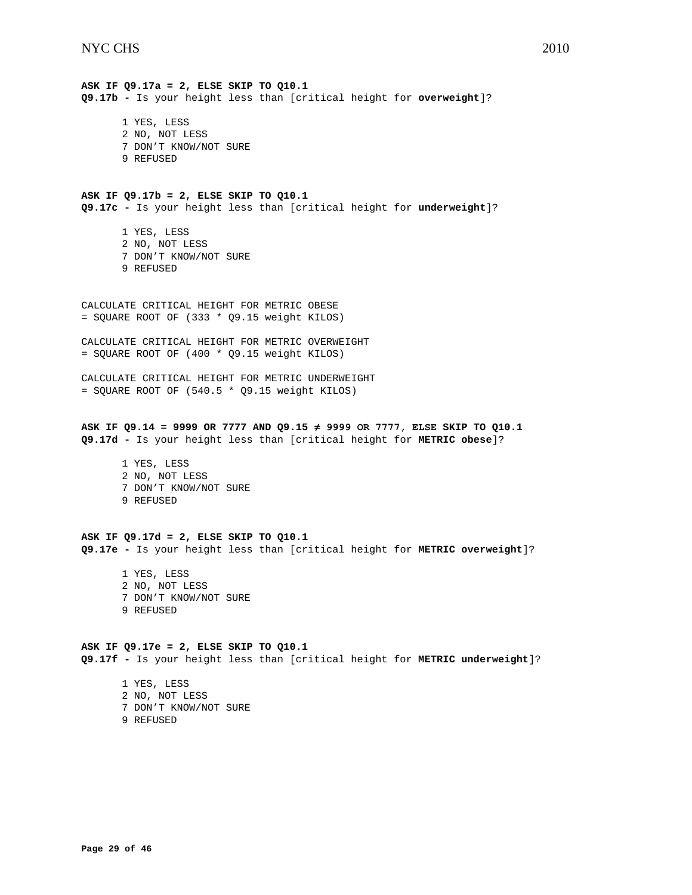**ASK IF Q9.17a = 2, ELSE SKIP TO Q10.1**
**Q9.17b -** Is your height less than [critical height for **overweight**]?

1 YES, LESS
2 NO, NOT LESS
7 DON'T KNOW/NOT SURE
9 REFUSED

**ASK IF Q9.17b = 2, ELSE SKIP TO Q10.1**
**Q9.17c -** Is your height less than [critical height for **underweight**]?

1 YES, LESS
2 NO, NOT LESS
7 DON'T KNOW/NOT SURE
9 REFUSED

CALCULATE CRITICAL HEIGHT FOR METRIC OBESE
= SQUARE ROOT OF (333 * Q9.15 weight KILOS)

CALCULATE CRITICAL HEIGHT FOR METRIC OVERWEIGHT
= SQUARE ROOT OF (400 * Q9.15 weight KILOS)

CALCULATE CRITICAL HEIGHT FOR METRIC UNDERWEIGHT
= SQUARE ROOT OF (540.5 * Q9.15 weight KILOS)

**ASK IF Q9.14 = 9999 OR 7777 AND Q9.15 ≠ 9999 OR 7777, ELSE SKIP TO Q10.1**
**Q9.17d -** Is your height less than [critical height for **METRIC obese**]?

1 YES, LESS
2 NO, NOT LESS
7 DON'T KNOW/NOT SURE
9 REFUSED

**ASK IF Q9.17d = 2, ELSE SKIP TO Q10.1**
**Q9.17e -** Is your height less than [critical height for **METRIC overweight**]?

1 YES, LESS
2 NO, NOT LESS
7 DON'T KNOW/NOT SURE
9 REFUSED

**ASK IF Q9.17e = 2, ELSE SKIP TO Q10.1**
**Q9.17f -** Is your height less than [critical height for **METRIC underweight**]?

1 YES, LESS
2 NO, NOT LESS
7 DON'T KNOW/NOT SURE
9 REFUSED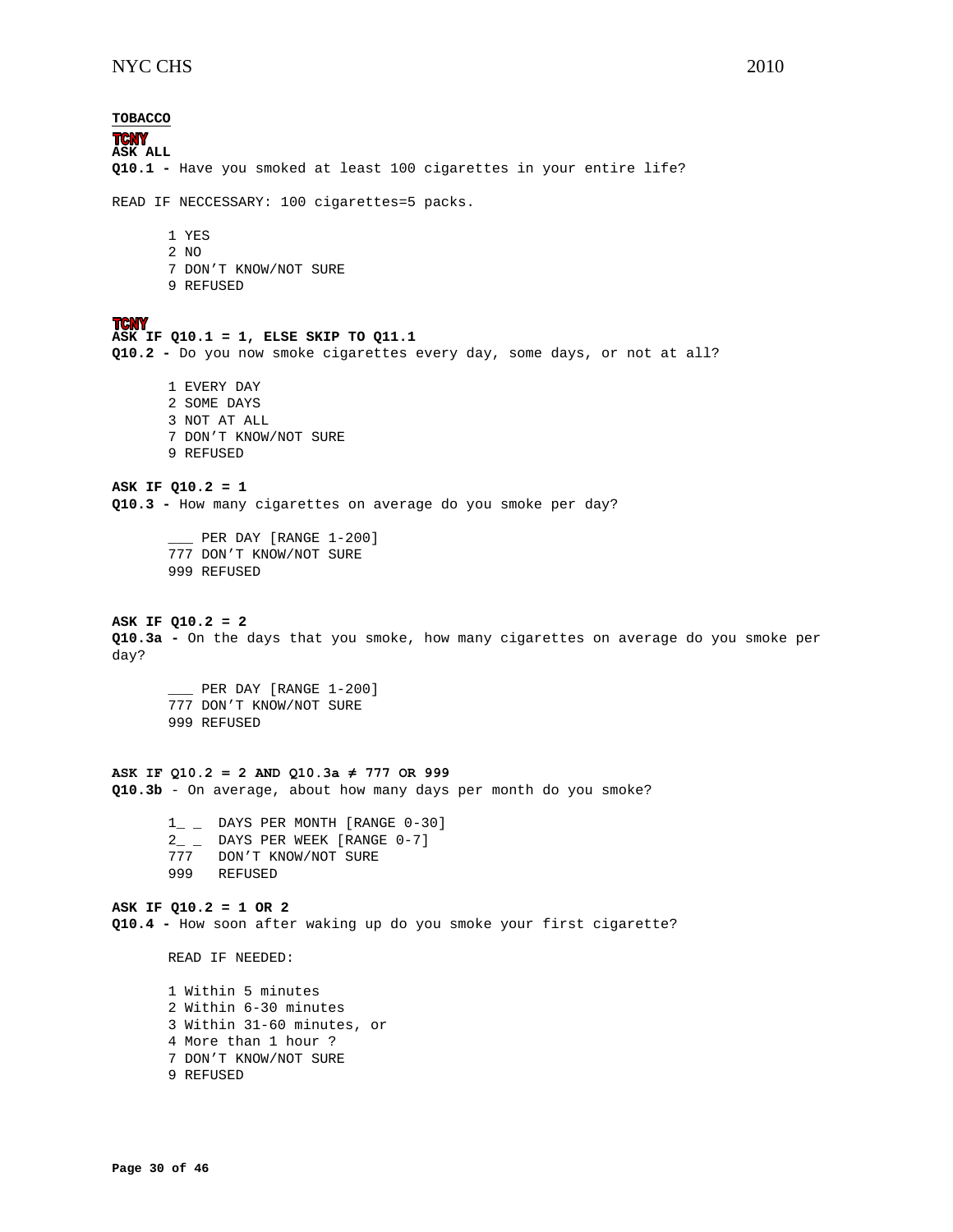**TOBACCO**

**TCNY**
**ASK ALL**
**Q10.1 -** Have you smoked at least 100 cigarettes in your entire life?

READ IF NECCESSARY: 100 cigarettes=5 packs.

1 YES
2 NO
7 DON'T KNOW/NOT SURE
9 REFUSED

**TCNY**
**ASK IF Q10.1 = 1, ELSE SKIP TO Q11.1**
**Q10.2 -** Do you now smoke cigarettes every day, some days, or not at all?

1 EVERY DAY
2 SOME DAYS
3 NOT AT ALL
7 DON'T KNOW/NOT SURE
9 REFUSED

**ASK IF Q10.2 = 1**
**Q10.3 -** How many cigarettes on average do you smoke per day?

___ PER DAY [RANGE 1-200]
777 DON'T KNOW/NOT SURE
999 REFUSED

**ASK IF Q10.2 = 2**
**Q10.3a -** On the days that you smoke, how many cigarettes on average do you smoke per day?

___ PER DAY [RANGE 1-200]
777 DON'T KNOW/NOT SURE
999 REFUSED

**ASK IF Q10.2 = 2 AND Q10.3a ≠ 777 OR 999**
**Q10.3b** - On average, about how many days per month do you smoke?

1_ _ DAYS PER MONTH [RANGE 0-30]
2_ _ DAYS PER WEEK [RANGE 0-7]
777 DON'T KNOW/NOT SURE
999 REFUSED

**ASK IF Q10.2 = 1 OR 2**
**Q10.4 -** How soon after waking up do you smoke your first cigarette?

READ IF NEEDED:

1 Within 5 minutes
2 Within 6-30 minutes
3 Within 31-60 minutes, or
4 More than 1 hour ?
7 DON'T KNOW/NOT SURE
9 REFUSED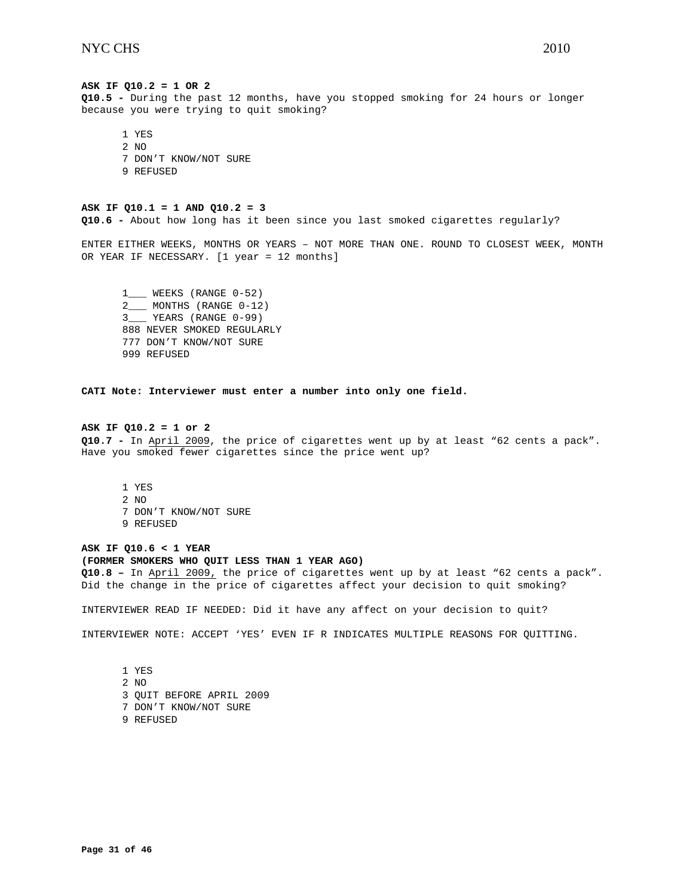**ASK IF Q10.2 = 1 OR 2**
**Q10.5 -** During the past 12 months, have you stopped smoking for 24 hours or longer because you were trying to quit smoking?

1 YES
2 NO
7 DON'T KNOW/NOT SURE
9 REFUSED

**ASK IF Q10.1 = 1 AND Q10.2 = 3**
**Q10.6 -** About how long has it been since you last smoked cigarettes regularly?

ENTER EITHER WEEKS, MONTHS OR YEARS – NOT MORE THAN ONE. ROUND TO CLOSEST WEEK, MONTH OR YEAR IF NECESSARY. [1 year = 12 months]

1___ WEEKS (RANGE 0-52)
2___ MONTHS (RANGE 0-12)
3___ YEARS (RANGE 0-99)
888 NEVER SMOKED REGULARLY
777 DON'T KNOW/NOT SURE
999 REFUSED

**CATI Note: Interviewer must enter a number into only one field.**

**ASK IF Q10.2 = 1 or 2**
**Q10.7 -** In April 2009, the price of cigarettes went up by at least "62 cents a pack". Have you smoked fewer cigarettes since the price went up?

1 YES
2 NO
7 DON'T KNOW/NOT SURE
9 REFUSED

**ASK IF Q10.6 < 1 YEAR**
**(FORMER SMOKERS WHO QUIT LESS THAN 1 YEAR AGO)**
**Q10.8 –** In April 2009, the price of cigarettes went up by at least "62 cents a pack". Did the change in the price of cigarettes affect your decision to quit smoking?

INTERVIEWER READ IF NEEDED: Did it have any affect on your decision to quit?

INTERVIEWER NOTE: ACCEPT 'YES' EVEN IF R INDICATES MULTIPLE REASONS FOR QUITTING.

1 YES
2 NO
3 QUIT BEFORE APRIL 2009
7 DON'T KNOW/NOT SURE
9 REFUSED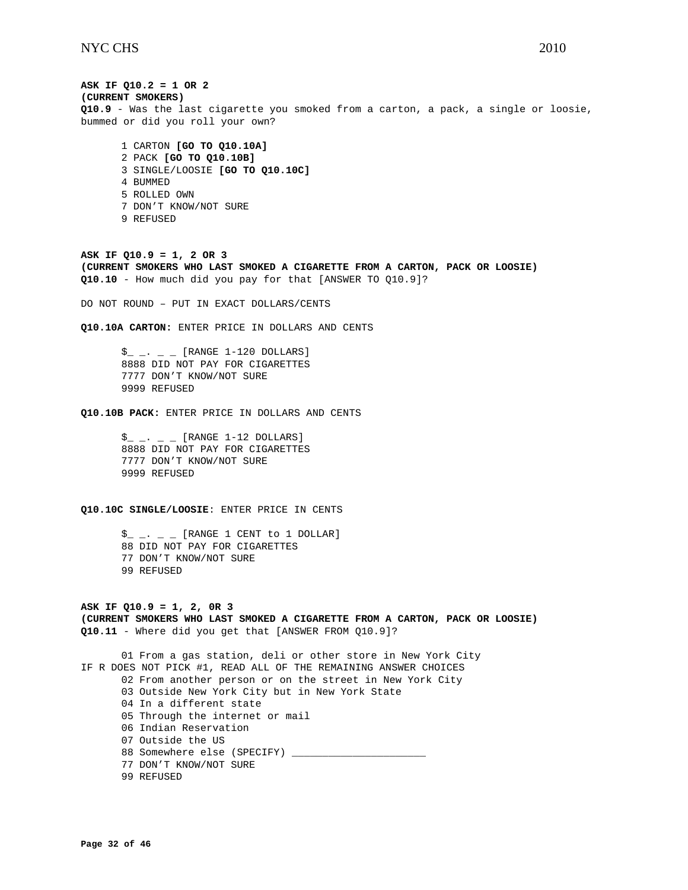**ASK IF Q10.2 = 1 OR 2**
**(CURRENT SMOKERS)**
**Q10.9** - Was the last cigarette you smoked from a carton, a pack, a single or loosie, bummed or did you roll your own?

1 CARTON **[GO TO Q10.10A]**
2 PACK **[GO TO Q10.10B]**
3 SINGLE/LOOSIE **[GO TO Q10.10C]**
4 BUMMED
5 ROLLED OWN
7 DON'T KNOW/NOT SURE
9 REFUSED

**ASK IF Q10.9 = 1, 2 OR 3**
**(CURRENT SMOKERS WHO LAST SMOKED A CIGARETTE FROM A CARTON, PACK OR LOOSIE)**
**Q10.10** - How much did you pay for that [ANSWER TO Q10.9]?

DO NOT ROUND – PUT IN EXACT DOLLARS/CENTS

**Q10.10A CARTON:** ENTER PRICE IN DOLLARS AND CENTS

$_ _. _ _ [RANGE 1-120 DOLLARS]
8888 DID NOT PAY FOR CIGARETTES
7777 DON'T KNOW/NOT SURE
9999 REFUSED

**Q10.10B PACK:** ENTER PRICE IN DOLLARS AND CENTS

$_ _. _ _ [RANGE 1-12 DOLLARS]
8888 DID NOT PAY FOR CIGARETTES
7777 DON'T KNOW/NOT SURE
9999 REFUSED

**Q10.10C SINGLE/LOOSIE**: ENTER PRICE IN CENTS

$_ _. _ _ [RANGE 1 CENT to 1 DOLLAR]
88 DID NOT PAY FOR CIGARETTES
77 DON'T KNOW/NOT SURE
99 REFUSED

**ASK IF Q10.9 = 1, 2, 0R 3**
**(CURRENT SMOKERS WHO LAST SMOKED A CIGARETTE FROM A CARTON, PACK OR LOOSIE)**
**Q10.11** - Where did you get that [ANSWER FROM Q10.9]?

01 From a gas station, deli or other store in New York City
IF R DOES NOT PICK #1, READ ALL OF THE REMAINING ANSWER CHOICES
02 From another person or on the street in New York City
03 Outside New York City but in New York State
04 In a different state
05 Through the internet or mail
06 Indian Reservation
07 Outside the US
88 Somewhere else (SPECIFY) ______________________
77 DON'T KNOW/NOT SURE
99 REFUSED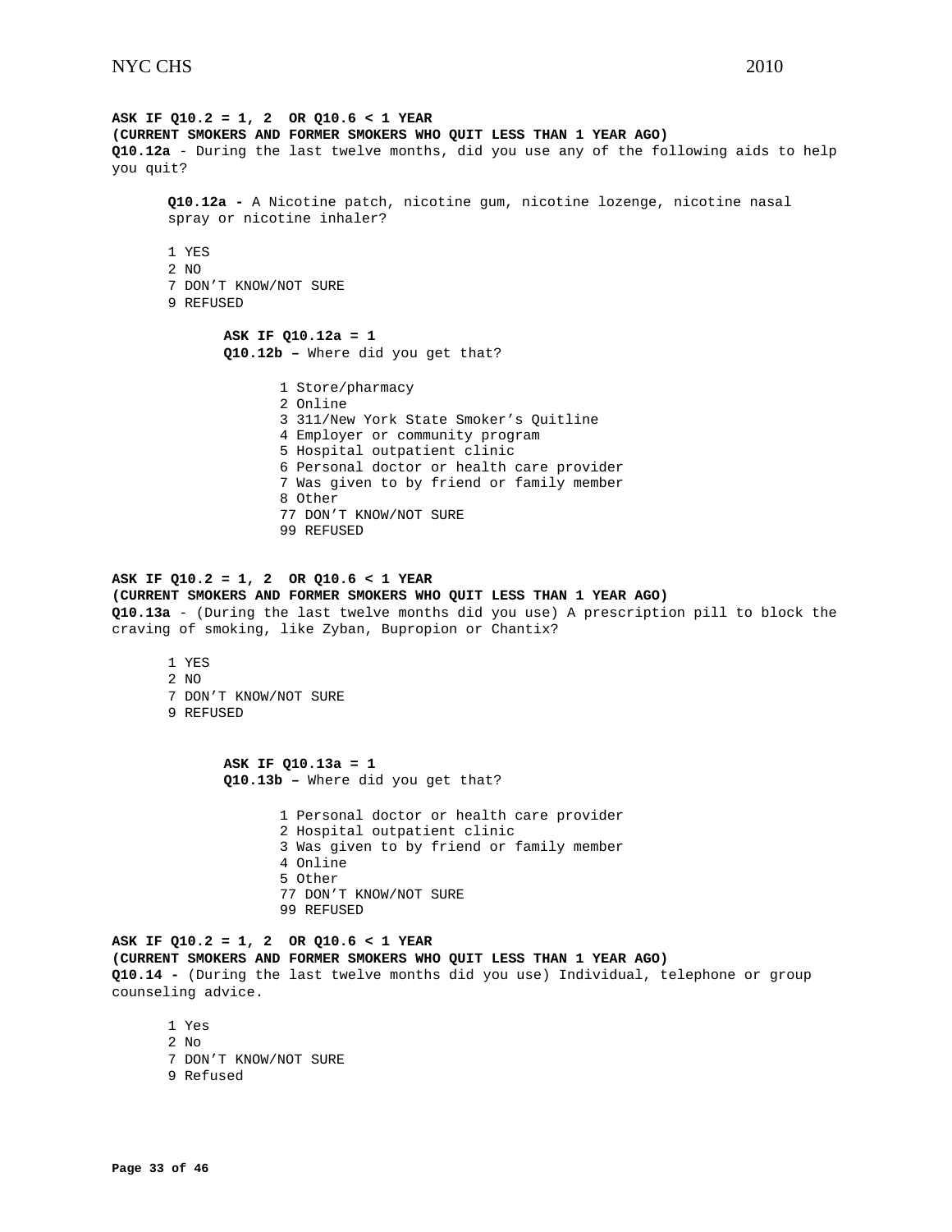**ASK IF Q10.2 = 1, 2 OR Q10.6 < 1 YEAR**
**(CURRENT SMOKERS AND FORMER SMOKERS WHO QUIT LESS THAN 1 YEAR AGO)**
**Q10.12a** - During the last twelve months, did you use any of the following aids to help you quit?

> **Q10.12a -** A Nicotine patch, nicotine gum, nicotine lozenge, nicotine nasal spray or nicotine inhaler?
>
> 1 YES
> 2 NO
> 7 DON'T KNOW/NOT SURE
> 9 REFUSED
>
> > **ASK IF Q10.12a = 1**
> > **Q10.12b –** Where did you get that?
> >
> > 1 Store/pharmacy
> > 2 Online
> > 3 311/New York State Smoker's Quitline
> > 4 Employer or community program
> > 5 Hospital outpatient clinic
> > 6 Personal doctor or health care provider
> > 7 Was given to by friend or family member
> > 8 Other
> > 77 DON'T KNOW/NOT SURE
> > 99 REFUSED

**ASK IF Q10.2 = 1, 2 OR Q10.6 < 1 YEAR**
**(CURRENT SMOKERS AND FORMER SMOKERS WHO QUIT LESS THAN 1 YEAR AGO)**
**Q10.13a** - (During the last twelve months did you use) A prescription pill to block the craving of smoking, like Zyban, Bupropion or Chantix?

> 1 YES
> 2 NO
> 7 DON'T KNOW/NOT SURE
> 9 REFUSED
>
> > **ASK IF Q10.13a = 1**
> > **Q10.13b –** Where did you get that?
> >
> > 1 Personal doctor or health care provider
> > 2 Hospital outpatient clinic
> > 3 Was given to by friend or family member
> > 4 Online
> > 5 Other
> > 77 DON'T KNOW/NOT SURE
> > 99 REFUSED

**ASK IF Q10.2 = 1, 2 OR Q10.6 < 1 YEAR**
**(CURRENT SMOKERS AND FORMER SMOKERS WHO QUIT LESS THAN 1 YEAR AGO)**
**Q10.14 -** (During the last twelve months did you use) Individual, telephone or group counseling advice.

> 1 Yes
> 2 No
> 7 DON'T KNOW/NOT SURE
> 9 Refused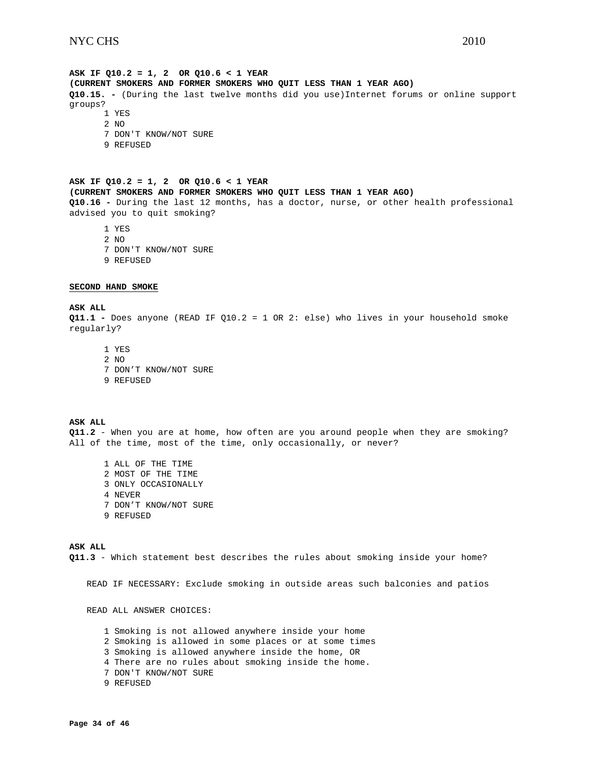**ASK IF Q10.2 = 1, 2 OR Q10.6 < 1 YEAR**
**(CURRENT SMOKERS AND FORMER SMOKERS WHO QUIT LESS THAN 1 YEAR AGO)**
**Q10.15. -** (During the last twelve months did you use)Internet forums or online support groups?

1 YES
2 NO
7 DON'T KNOW/NOT SURE
9 REFUSED

**ASK IF Q10.2 = 1, 2 OR Q10.6 < 1 YEAR**
**(CURRENT SMOKERS AND FORMER SMOKERS WHO QUIT LESS THAN 1 YEAR AGO)**
**Q10.16 -** During the last 12 months, has a doctor, nurse, or other health professional advised you to quit smoking?

1 YES
2 NO
7 DON'T KNOW/NOT SURE
9 REFUSED

**SECOND HAND SMOKE**

**ASK ALL**
**Q11.1 -** Does anyone (READ IF Q10.2 = 1 OR 2: else) who lives in your household smoke regularly?

1 YES
2 NO
7 DON’T KNOW/NOT SURE
9 REFUSED

**ASK ALL**
**Q11.2** - When you are at home, how often are you around people when they are smoking? All of the time, most of the time, only occasionally, or never?

1 ALL OF THE TIME
2 MOST OF THE TIME
3 ONLY OCCASIONALLY
4 NEVER
7 DON’T KNOW/NOT SURE
9 REFUSED

**ASK ALL**
**Q11.3** - Which statement best describes the rules about smoking inside your home?

READ IF NECESSARY: Exclude smoking in outside areas such balconies and patios

READ ALL ANSWER CHOICES:

1 Smoking is not allowed anywhere inside your home
2 Smoking is allowed in some places or at some times
3 Smoking is allowed anywhere inside the home, OR
4 There are no rules about smoking inside the home.
7 DON'T KNOW/NOT SURE
9 REFUSED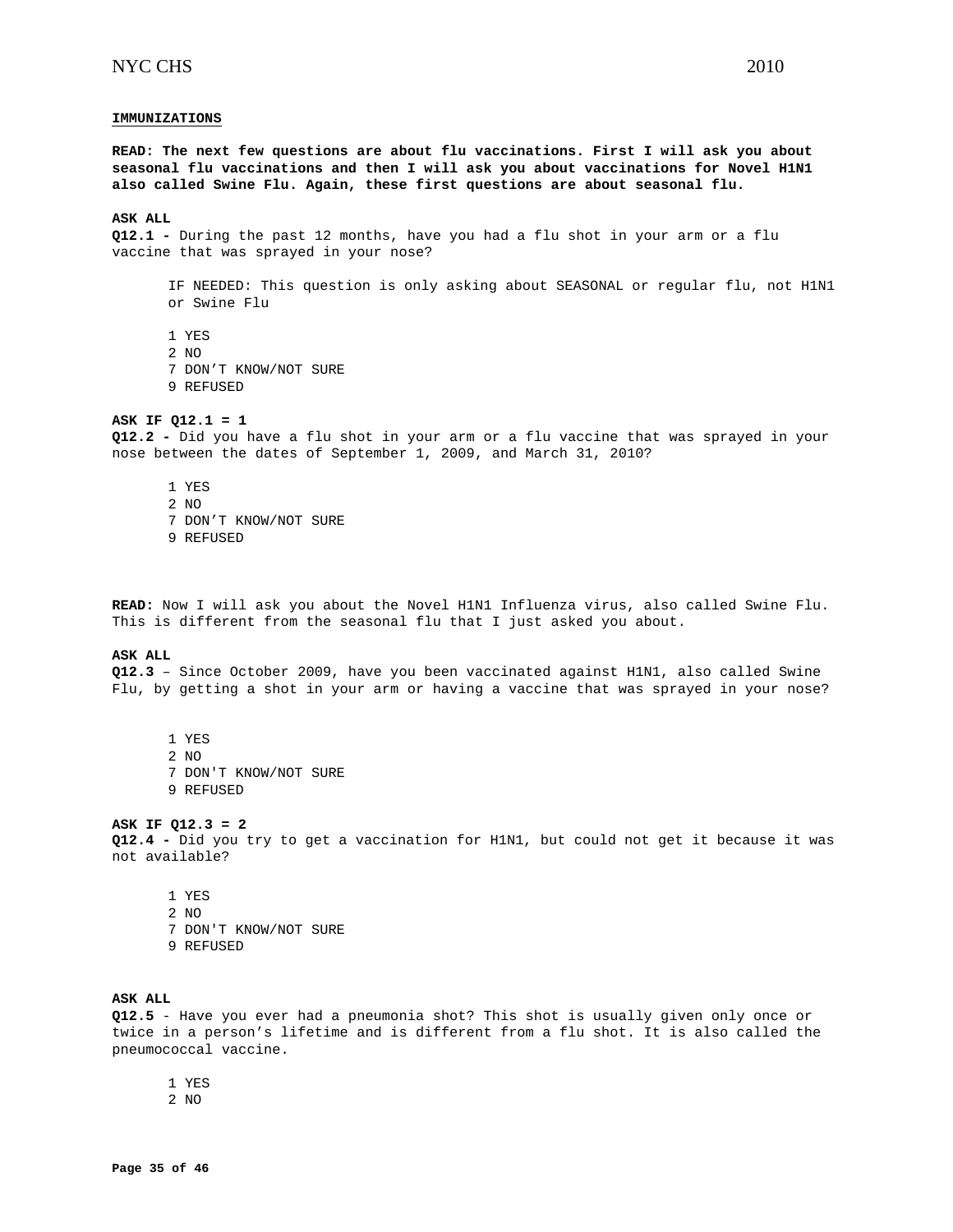**IMMUNIZATIONS**

**READ: The next few questions are about flu vaccinations. First I will ask you about seasonal flu vaccinations and then I will ask you about vaccinations for Novel H1N1 also called Swine Flu. Again, these first questions are about seasonal flu.**

**ASK ALL**

**Q12.1 -** During the past 12 months, have you had a flu shot in your arm or a flu vaccine that was sprayed in your nose?

IF NEEDED: This question is only asking about SEASONAL or regular flu, not H1N1 or Swine Flu

1 YES
2 NO
7 DON'T KNOW/NOT SURE
9 REFUSED

**ASK IF Q12.1 = 1**

**Q12.2 -** Did you have a flu shot in your arm or a flu vaccine that was sprayed in your nose between the dates of September 1, 2009, and March 31, 2010?

1 YES
2 NO
7 DON'T KNOW/NOT SURE
9 REFUSED

**READ:** Now I will ask you about the Novel H1N1 Influenza virus, also called Swine Flu. This is different from the seasonal flu that I just asked you about.

**ASK ALL**

**Q12.3** – Since October 2009, have you been vaccinated against H1N1, also called Swine Flu, by getting a shot in your arm or having a vaccine that was sprayed in your nose?

1 YES
2 NO
7 DON'T KNOW/NOT SURE
9 REFUSED

**ASK IF Q12.3 = 2**

**Q12.4 -** Did you try to get a vaccination for H1N1, but could not get it because it was not available?

1 YES
2 NO
7 DON'T KNOW/NOT SURE
9 REFUSED

**ASK ALL**

**Q12.5** - Have you ever had a pneumonia shot? This shot is usually given only once or twice in a person's lifetime and is different from a flu shot. It is also called the pneumococcal vaccine.

1 YES
2 NO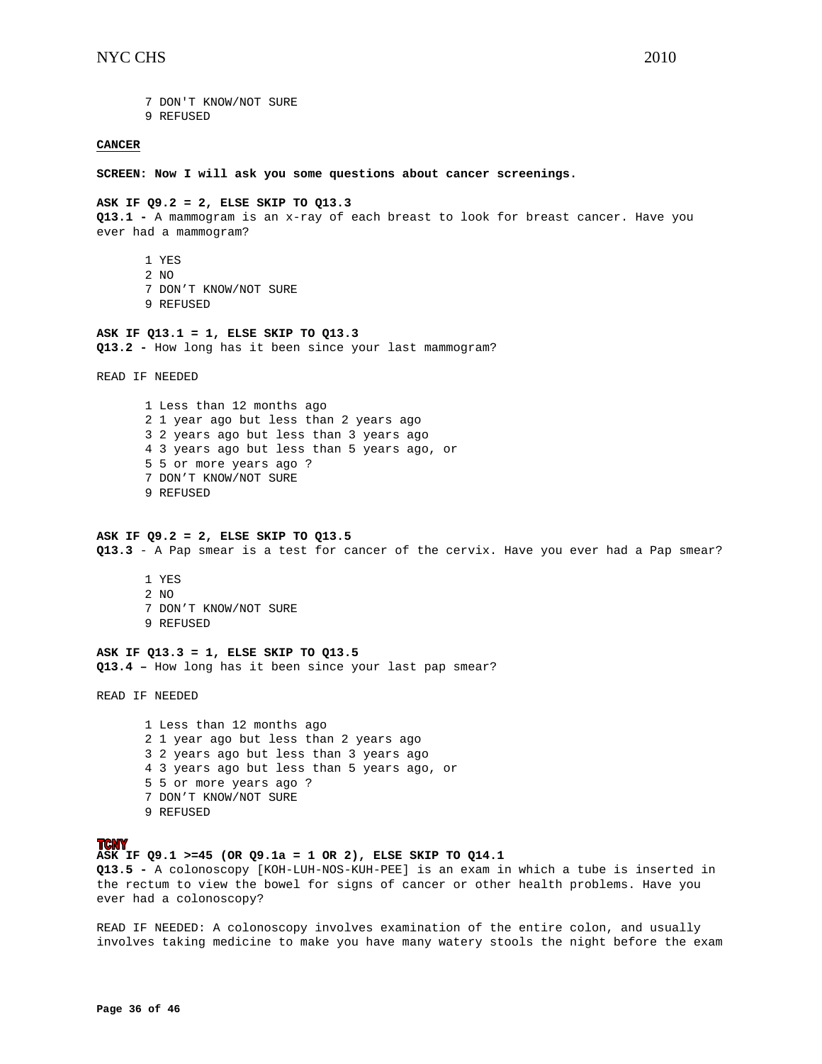7 DON'T KNOW/NOT SURE
9 REFUSED

**CANCER**

**SCREEN: Now I will ask you some questions about cancer screenings.**

**ASK IF Q9.2 = 2, ELSE SKIP TO Q13.3**
**Q13.1 -** A mammogram is an x-ray of each breast to look for breast cancer. Have you ever had a mammogram?

1 YES
2 NO
7 DON'T KNOW/NOT SURE
9 REFUSED

**ASK IF Q13.1 = 1, ELSE SKIP TO Q13.3**
**Q13.2 -** How long has it been since your last mammogram?

READ IF NEEDED

1 Less than 12 months ago
2 1 year ago but less than 2 years ago
3 2 years ago but less than 3 years ago
4 3 years ago but less than 5 years ago, or
5 5 or more years ago ?
7 DON'T KNOW/NOT SURE
9 REFUSED

**ASK IF Q9.2 = 2, ELSE SKIP TO Q13.5**
**Q13.3** - A Pap smear is a test for cancer of the cervix. Have you ever had a Pap smear?

1 YES
2 NO
7 DON'T KNOW/NOT SURE
9 REFUSED

**ASK IF Q13.3 = 1, ELSE SKIP TO Q13.5**
**Q13.4 –** How long has it been since your last pap smear?

READ IF NEEDED

1 Less than 12 months ago
2 1 year ago but less than 2 years ago
3 2 years ago but less than 3 years ago
4 3 years ago but less than 5 years ago, or
5 5 or more years ago ?
7 DON'T KNOW/NOT SURE
9 REFUSED

**TCNY**
**ASK IF Q9.1 >=45 (OR Q9.1a = 1 OR 2), ELSE SKIP TO Q14.1**
**Q13.5 -** A colonoscopy [KOH-LUH-NOS-KUH-PEE] is an exam in which a tube is inserted in the rectum to view the bowel for signs of cancer or other health problems. Have you ever had a colonoscopy?

READ IF NEEDED: A colonoscopy involves examination of the entire colon, and usually involves taking medicine to make you have many watery stools the night before the exam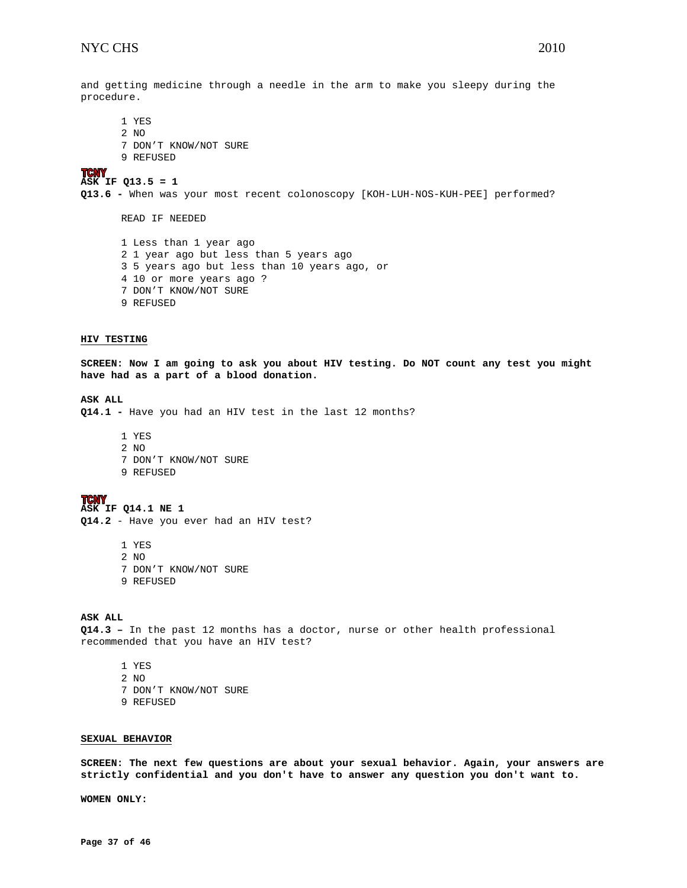and getting medicine through a needle in the arm to make you sleepy during the procedure.

1 YES
2 NO
7 DON'T KNOW/NOT SURE
9 REFUSED

**TCNY**
**ASK IF Q13.5 = 1**
**Q13.6 -** When was your most recent colonoscopy [KOH-LUH-NOS-KUH-PEE] performed?

READ IF NEEDED

1 Less than 1 year ago
2 1 year ago but less than 5 years ago
3 5 years ago but less than 10 years ago, or
4 10 or more years ago ?
7 DON'T KNOW/NOT SURE
9 REFUSED

## HIV TESTING

**SCREEN: Now I am going to ask you about HIV testing. Do NOT count any test you might have had as a part of a blood donation.**

**ASK ALL**
**Q14.1 -** Have you had an HIV test in the last 12 months?

1 YES
2 NO
7 DON'T KNOW/NOT SURE
9 REFUSED

**TCNY**
**ASK IF Q14.1 NE 1**
**Q14.2** - Have you ever had an HIV test?

1 YES
2 NO
7 DON'T KNOW/NOT SURE
9 REFUSED

**ASK ALL**
**Q14.3 –** In the past 12 months has a doctor, nurse or other health professional recommended that you have an HIV test?

1 YES
2 NO
7 DON'T KNOW/NOT SURE
9 REFUSED

## SEXUAL BEHAVIOR

**SCREEN: The next few questions are about your sexual behavior. Again, your answers are strictly confidential and you don't have to answer any question you don't want to.**

**WOMEN ONLY:**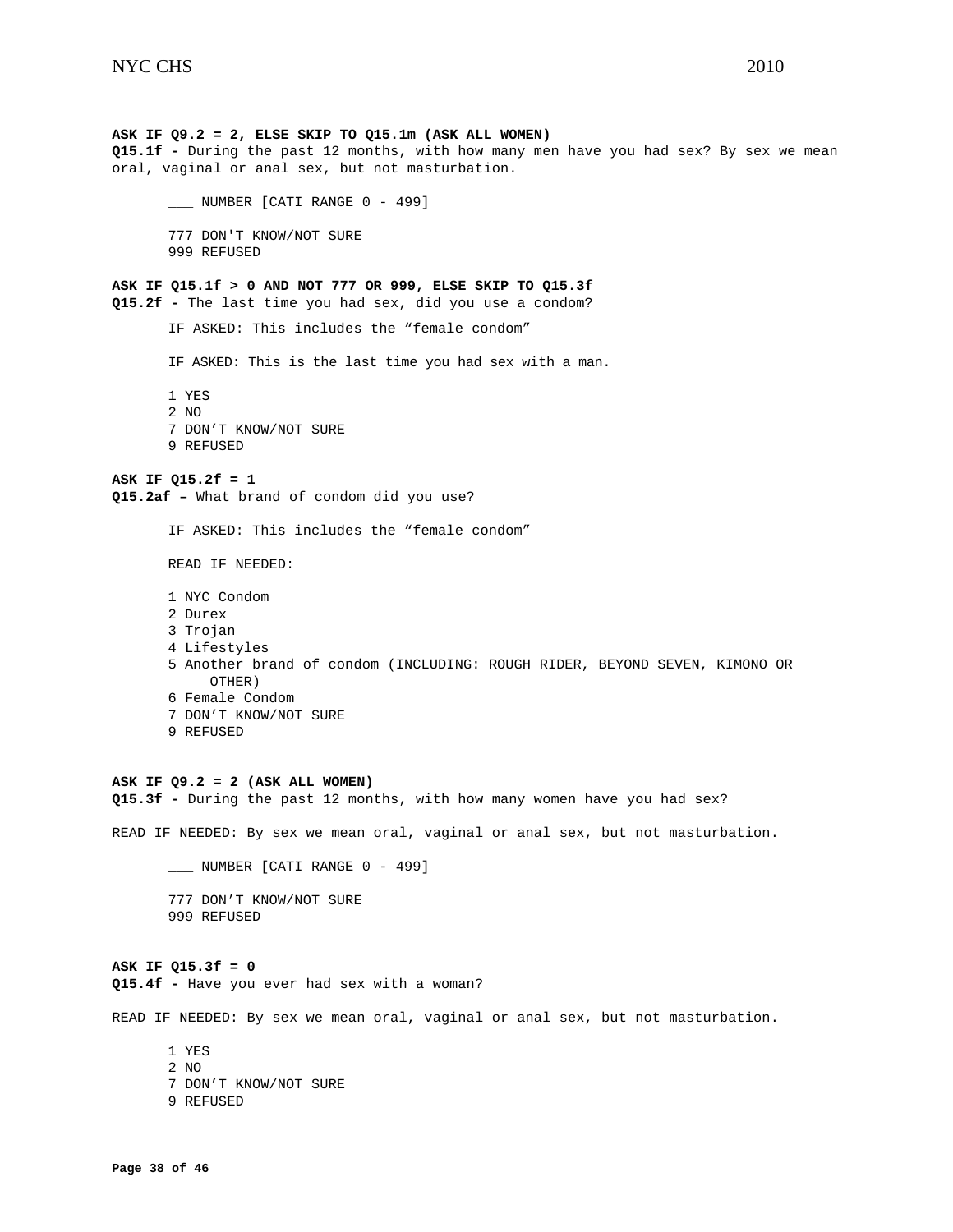**ASK IF Q9.2 = 2, ELSE SKIP TO Q15.1m (ASK ALL WOMEN)**
**Q15.1f -** During the past 12 months, with how many men have you had sex? By sex we mean oral, vaginal or anal sex, but not masturbation.

___ NUMBER [CATI RANGE 0 - 499]

777 DON'T KNOW/NOT SURE
999 REFUSED

**ASK IF Q15.1f > 0 AND NOT 777 OR 999, ELSE SKIP TO Q15.3f**
**Q15.2f -** The last time you had sex, did you use a condom?

IF ASKED: This includes the "female condom"

IF ASKED: This is the last time you had sex with a man.

1 YES
2 NO
7 DON'T KNOW/NOT SURE
9 REFUSED

**ASK IF Q15.2f = 1**
**Q15.2af –** What brand of condom did you use?

IF ASKED: This includes the "female condom"

READ IF NEEDED:

1 NYC Condom
2 Durex
3 Trojan
4 Lifestyles
5 Another brand of condom (INCLUDING: ROUGH RIDER, BEYOND SEVEN, KIMONO OR OTHER)
6 Female Condom
7 DON'T KNOW/NOT SURE
9 REFUSED

**ASK IF Q9.2 = 2 (ASK ALL WOMEN)**
**Q15.3f -** During the past 12 months, with how many women have you had sex?

READ IF NEEDED: By sex we mean oral, vaginal or anal sex, but not masturbation.

___ NUMBER [CATI RANGE 0 - 499]

777 DON'T KNOW/NOT SURE
999 REFUSED

**ASK IF Q15.3f = 0**
**Q15.4f -** Have you ever had sex with a woman?

READ IF NEEDED: By sex we mean oral, vaginal or anal sex, but not masturbation.

1 YES
2 NO
7 DON'T KNOW/NOT SURE
9 REFUSED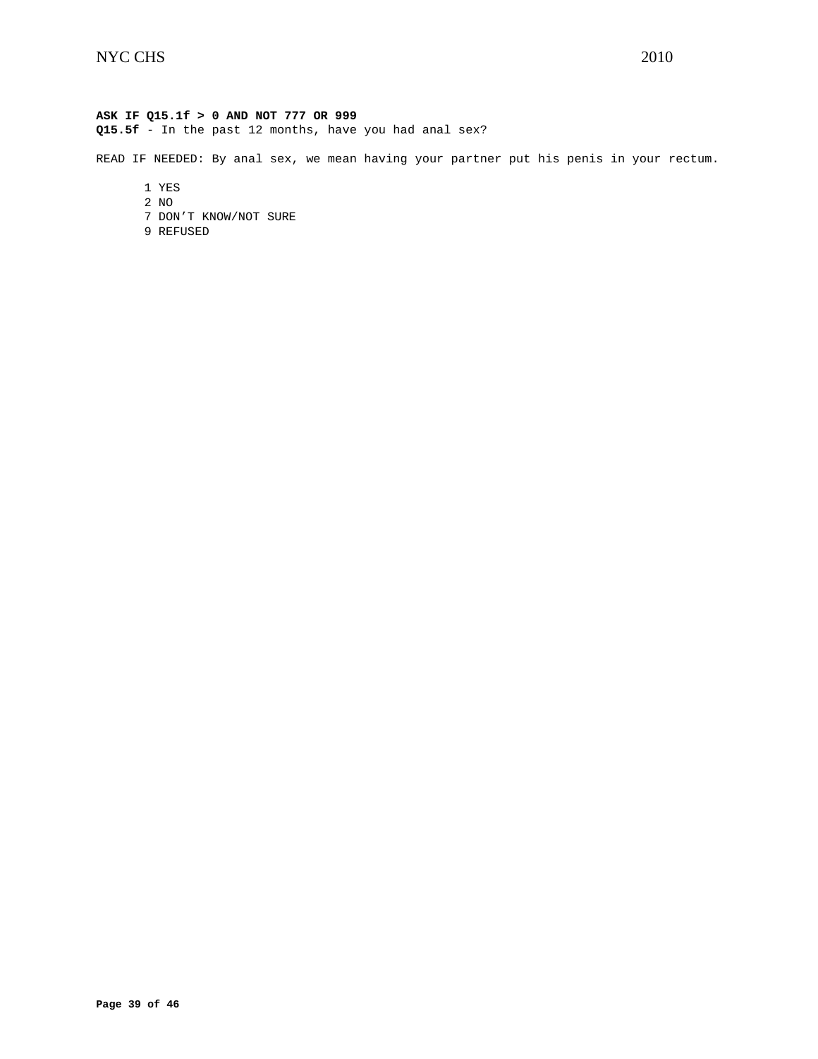**ASK IF Q15.1f > 0 AND NOT 777 OR 999**
**Q15.5f** - In the past 12 months, have you had anal sex?

READ IF NEEDED: By anal sex, we mean having your partner put his penis in your rectum.

1 YES
2 NO
7 DON'T KNOW/NOT SURE
9 REFUSED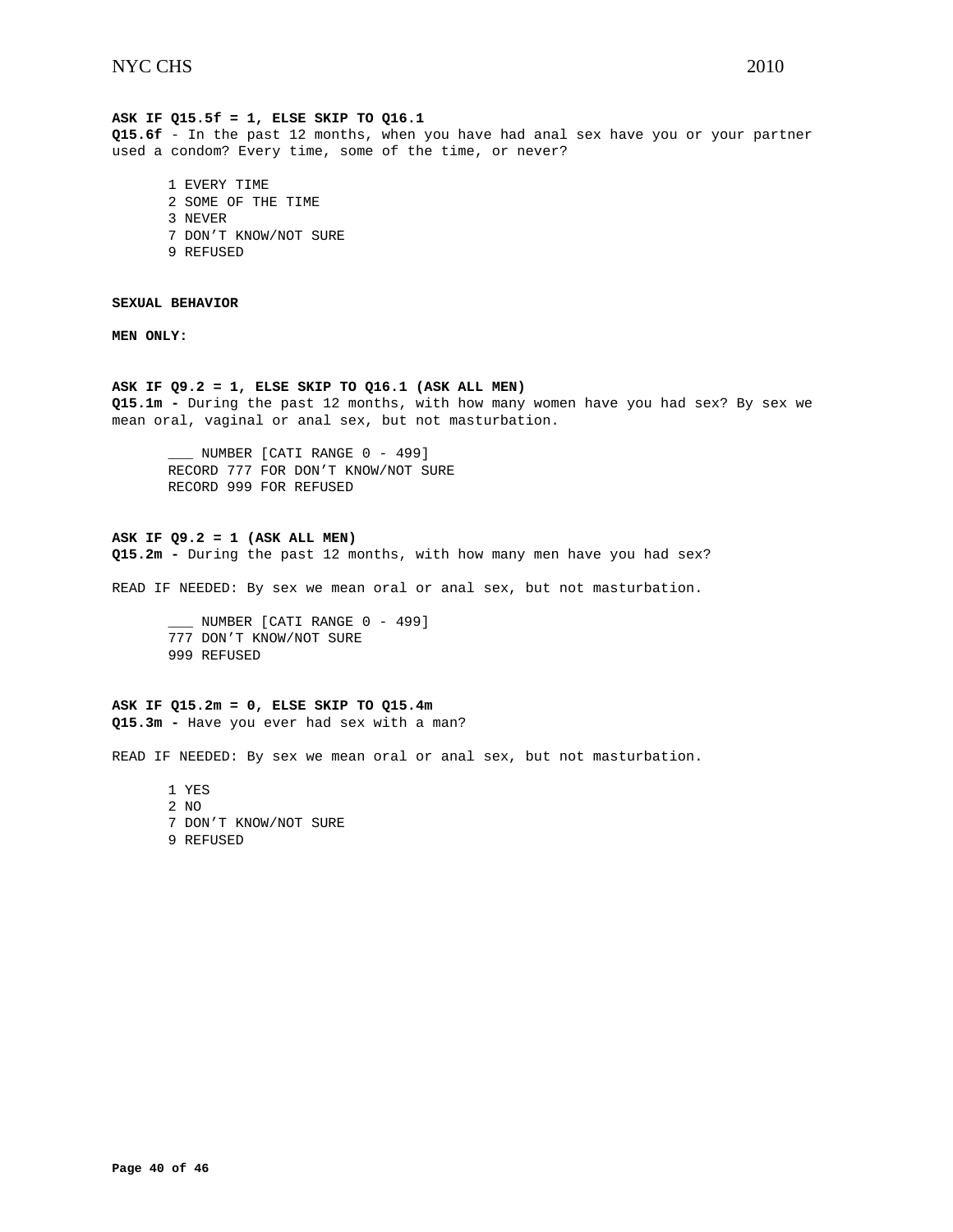**ASK IF Q15.5f = 1, ELSE SKIP TO Q16.1**
**Q15.6f** - In the past 12 months, when you have had anal sex have you or your partner used a condom? Every time, some of the time, or never?

1 EVERY TIME
2 SOME OF THE TIME
3 NEVER
7 DON'T KNOW/NOT SURE
9 REFUSED

**SEXUAL BEHAVIOR**

**MEN ONLY:**

**ASK IF Q9.2 = 1, ELSE SKIP TO Q16.1 (ASK ALL MEN)**
**Q15.1m -** During the past 12 months, with how many women have you had sex? By sex we mean oral, vaginal or anal sex, but not masturbation.

___ NUMBER [CATI RANGE 0 - 499]
RECORD 777 FOR DON'T KNOW/NOT SURE
RECORD 999 FOR REFUSED

**ASK IF Q9.2 = 1 (ASK ALL MEN)**
**Q15.2m -** During the past 12 months, with how many men have you had sex?

READ IF NEEDED: By sex we mean oral or anal sex, but not masturbation.

___ NUMBER [CATI RANGE 0 - 499]
777 DON'T KNOW/NOT SURE
999 REFUSED

**ASK IF Q15.2m = 0, ELSE SKIP TO Q15.4m**
**Q15.3m -** Have you ever had sex with a man?

READ IF NEEDED: By sex we mean oral or anal sex, but not masturbation.

1 YES
2 NO
7 DON'T KNOW/NOT SURE
9 REFUSED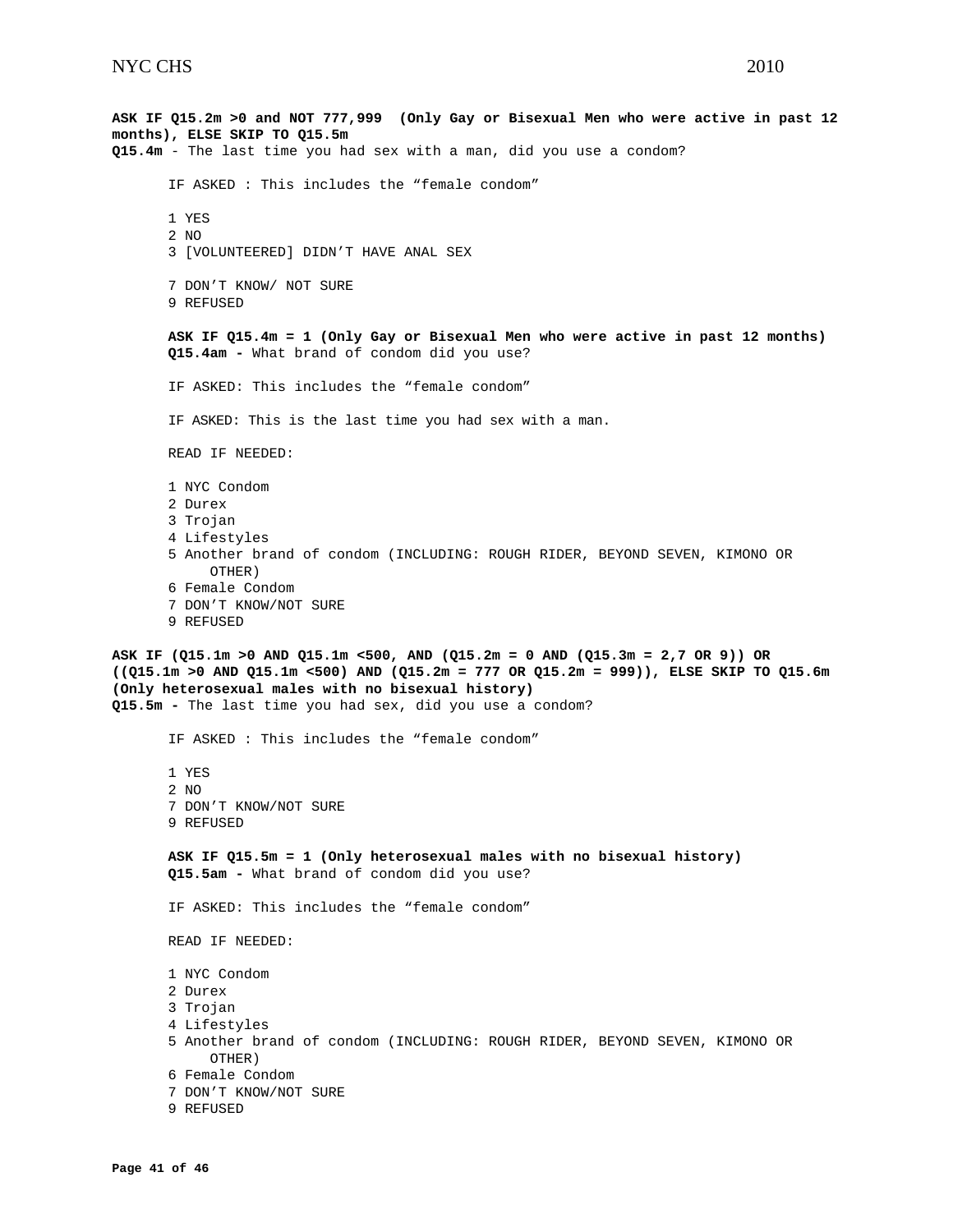**ASK IF Q15.2m >0 and NOT 777,999 (Only Gay or Bisexual Men who were active in past 12 months), ELSE SKIP TO Q15.5m**

**Q15.4m** - The last time you had sex with a man, did you use a condom?

IF ASKED : This includes the "female condom"

1 YES
2 NO
3 [VOLUNTEERED] DIDN'T HAVE ANAL SEX

7 DON'T KNOW/ NOT SURE
9 REFUSED

**ASK IF Q15.4m = 1 (Only Gay or Bisexual Men who were active in past 12 months)**

**Q15.4am -** What brand of condom did you use?

IF ASKED: This includes the "female condom"

IF ASKED: This is the last time you had sex with a man.

READ IF NEEDED:

1 NYC Condom
2 Durex
3 Trojan
4 Lifestyles
5 Another brand of condom (INCLUDING: ROUGH RIDER, BEYOND SEVEN, KIMONO OR OTHER)
6 Female Condom
7 DON'T KNOW/NOT SURE
9 REFUSED

**ASK IF (Q15.1m >0 AND Q15.1m <500, AND (Q15.2m = 0 AND (Q15.3m = 2,7 OR 9)) OR ((Q15.1m >0 AND Q15.1m <500) AND (Q15.2m = 777 OR Q15.2m = 999)), ELSE SKIP TO Q15.6m (Only heterosexual males with no bisexual history)**

**Q15.5m -** The last time you had sex, did you use a condom?

IF ASKED : This includes the "female condom"

1 YES
2 NO
7 DON'T KNOW/NOT SURE
9 REFUSED

**ASK IF Q15.5m = 1 (Only heterosexual males with no bisexual history)**

**Q15.5am -** What brand of condom did you use?

IF ASKED: This includes the "female condom"

READ IF NEEDED:

1 NYC Condom
2 Durex
3 Trojan
4 Lifestyles
5 Another brand of condom (INCLUDING: ROUGH RIDER, BEYOND SEVEN, KIMONO OR OTHER)
6 Female Condom
7 DON'T KNOW/NOT SURE
9 REFUSED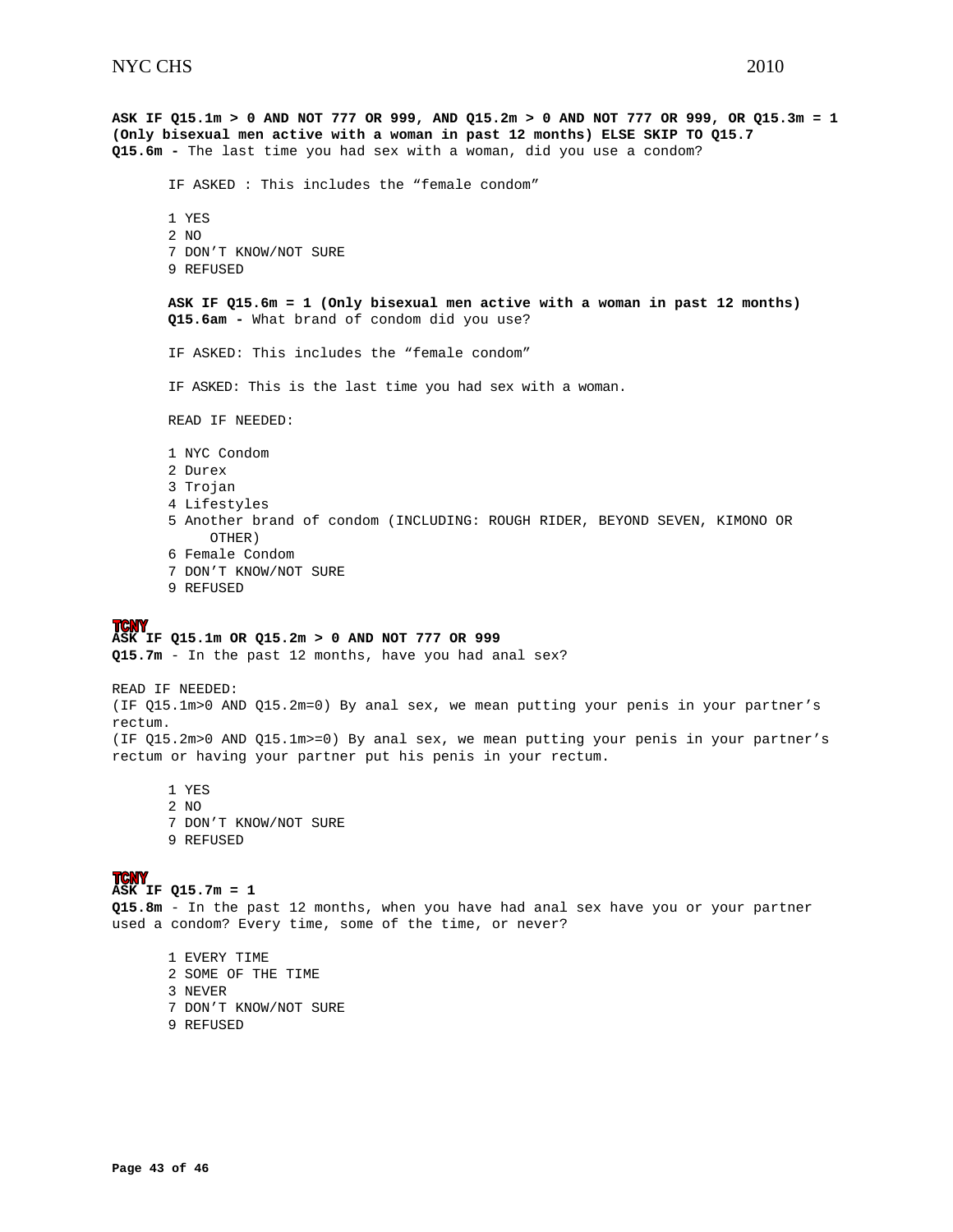**ASK IF Q15.1m > 0 AND NOT 777 OR 999, AND Q15.2m > 0 AND NOT 777 OR 999, OR Q15.3m = 1 (Only bisexual men active with a woman in past 12 months) ELSE SKIP TO Q15.7**
**Q15.6m -** The last time you had sex with a woman, did you use a condom?

IF ASKED : This includes the “female condom”

1 YES
2 NO
7 DON’T KNOW/NOT SURE
9 REFUSED

**ASK IF Q15.6m = 1 (Only bisexual men active with a woman in past 12 months)**
**Q15.6am -** What brand of condom did you use?

IF ASKED: This includes the “female condom”

IF ASKED: This is the last time you had sex with a woman.

READ IF NEEDED:

1 NYC Condom
2 Durex
3 Trojan
4 Lifestyles
5 Another brand of condom (INCLUDING: ROUGH RIDER, BEYOND SEVEN, KIMONO OR OTHER)
6 Female Condom
7 DON’T KNOW/NOT SURE
9 REFUSED

**TCNY**
**ASK IF Q15.1m OR Q15.2m > 0 AND NOT 777 OR 999**
**Q15.7m** - In the past 12 months, have you had anal sex?

READ IF NEEDED:
(IF Q15.1m>0 AND Q15.2m=0) By anal sex, we mean putting your penis in your partner’s rectum.
(IF Q15.2m>0 AND Q15.1m>=0) By anal sex, we mean putting your penis in your partner’s rectum or having your partner put his penis in your rectum.

1 YES
2 NO
7 DON’T KNOW/NOT SURE
9 REFUSED

**TCNY**
**ASK IF Q15.7m = 1**
**Q15.8m** - In the past 12 months, when you have had anal sex have you or your partner used a condom? Every time, some of the time, or never?

1 EVERY TIME
2 SOME OF THE TIME
3 NEVER
7 DON’T KNOW/NOT SURE
9 REFUSED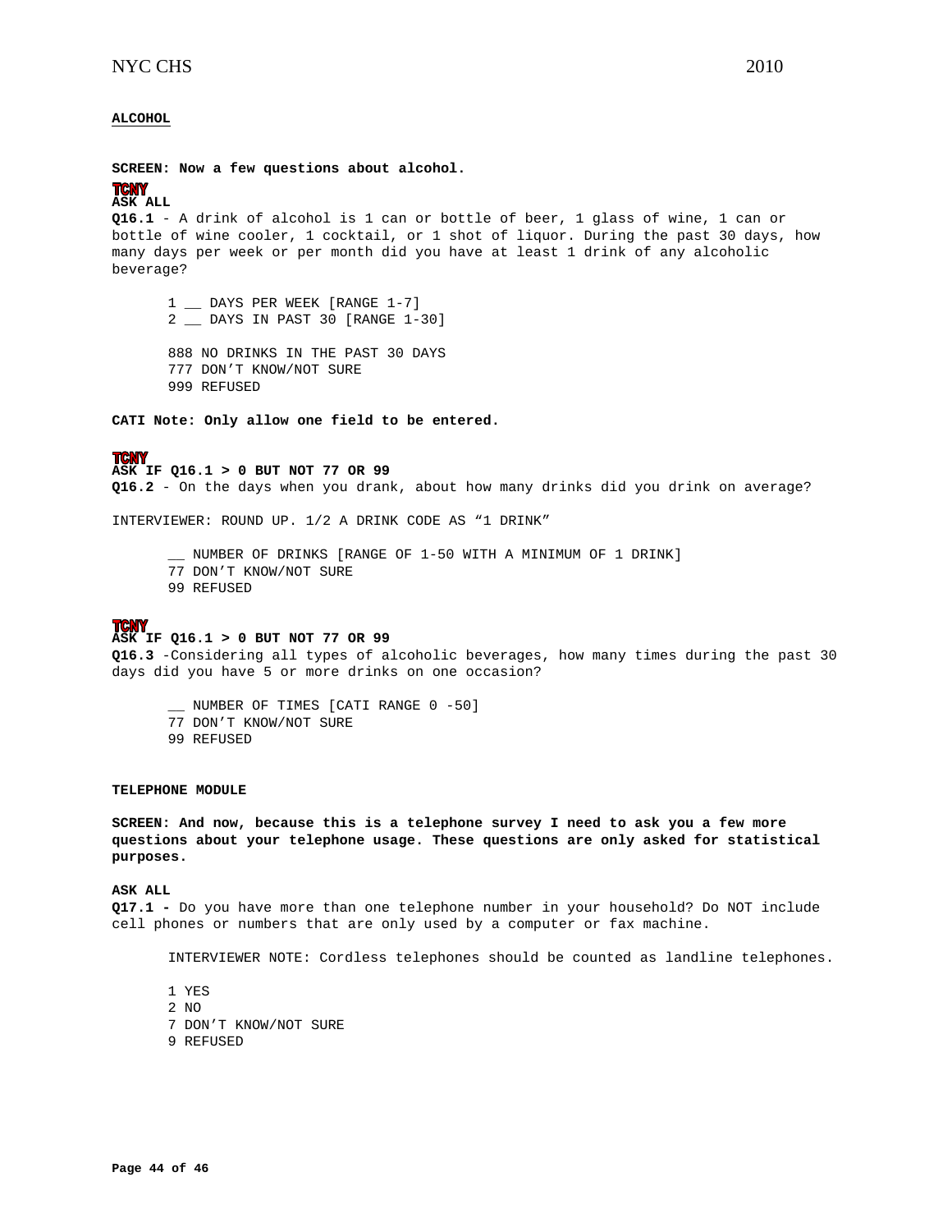**ALCOHOL**

**SCREEN: Now a few questions about alcohol.**

**TCNY**
**ASK ALL**

**Q16.1** - A drink of alcohol is 1 can or bottle of beer, 1 glass of wine, 1 can or bottle of wine cooler, 1 cocktail, or 1 shot of liquor. During the past 30 days, how many days per week or per month did you have at least 1 drink of any alcoholic beverage?

1 __ DAYS PER WEEK [RANGE 1-7]
2 __ DAYS IN PAST 30 [RANGE 1-30]

888 NO DRINKS IN THE PAST 30 DAYS
777 DON'T KNOW/NOT SURE
999 REFUSED

**CATI Note: Only allow one field to be entered.**

**TCNY**
**ASK IF Q16.1 > 0 BUT NOT 77 OR 99**

**Q16.2** - On the days when you drank, about how many drinks did you drink on average?

INTERVIEWER: ROUND UP. 1/2 A DRINK CODE AS "1 DRINK"

__ NUMBER OF DRINKS [RANGE OF 1-50 WITH A MINIMUM OF 1 DRINK]
77 DON'T KNOW/NOT SURE
99 REFUSED

**TCNY**
**ASK IF Q16.1 > 0 BUT NOT 77 OR 99**

**Q16.3** -Considering all types of alcoholic beverages, how many times during the past 30 days did you have 5 or more drinks on one occasion?

__ NUMBER OF TIMES [CATI RANGE 0 -50]
77 DON'T KNOW/NOT SURE
99 REFUSED

**TELEPHONE MODULE**

**SCREEN: And now, because this is a telephone survey I need to ask you a few more questions about your telephone usage. These questions are only asked for statistical purposes.**

**ASK ALL**

**Q17.1 -** Do you have more than one telephone number in your household? Do NOT include cell phones or numbers that are only used by a computer or fax machine.

INTERVIEWER NOTE: Cordless telephones should be counted as landline telephones.

1 YES
2 NO
7 DON'T KNOW/NOT SURE
9 REFUSED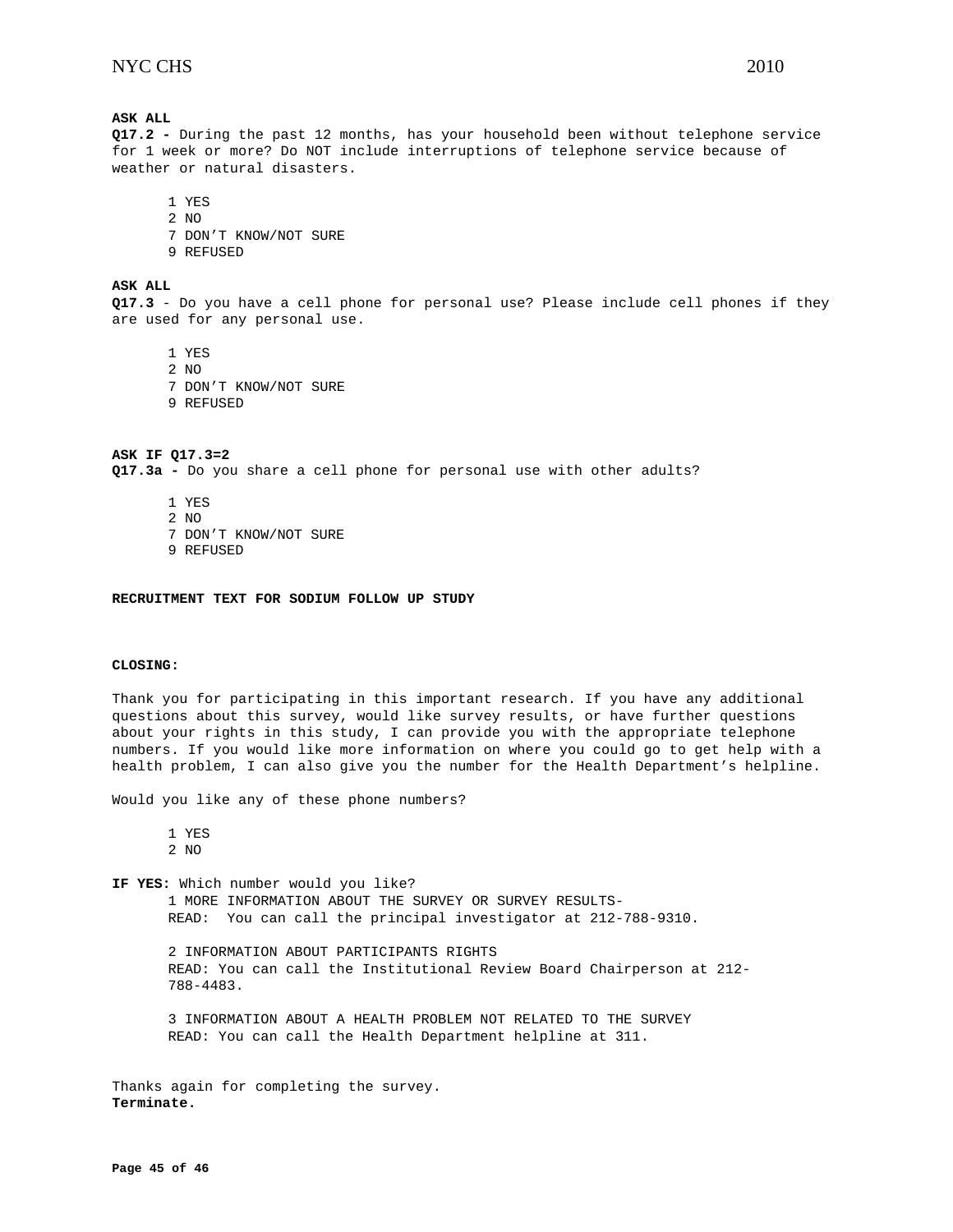**ASK ALL**

**Q17.2 -** During the past 12 months, has your household been without telephone service for 1 week or more? Do NOT include interruptions of telephone service because of weather or natural disasters.

1 YES
2 NO
7 DON'T KNOW/NOT SURE
9 REFUSED

**ASK ALL**

**Q17.3** - Do you have a cell phone for personal use? Please include cell phones if they are used for any personal use.

1 YES
2 NO
7 DON'T KNOW/NOT SURE
9 REFUSED

**ASK IF Q17.3=2**

**Q17.3a -** Do you share a cell phone for personal use with other adults?

1 YES
2 NO
7 DON'T KNOW/NOT SURE
9 REFUSED

**RECRUITMENT TEXT FOR SODIUM FOLLOW UP STUDY**

**CLOSING:**

Thank you for participating in this important research. If you have any additional questions about this survey, would like survey results, or have further questions about your rights in this study, I can provide you with the appropriate telephone numbers. If you would like more information on where you could go to get help with a health problem, I can also give you the number for the Health Department's helpline.

Would you like any of these phone numbers?

1 YES
2 NO

**IF YES:** Which number would you like?

1 MORE INFORMATION ABOUT THE SURVEY OR SURVEY RESULTS-
READ: You can call the principal investigator at 212-788-9310.

2 INFORMATION ABOUT PARTICIPANTS RIGHTS
READ: You can call the Institutional Review Board Chairperson at 212-788-4483.

3 INFORMATION ABOUT A HEALTH PROBLEM NOT RELATED TO THE SURVEY
READ: You can call the Health Department helpline at 311.

Thanks again for completing the survey.
**Terminate.**